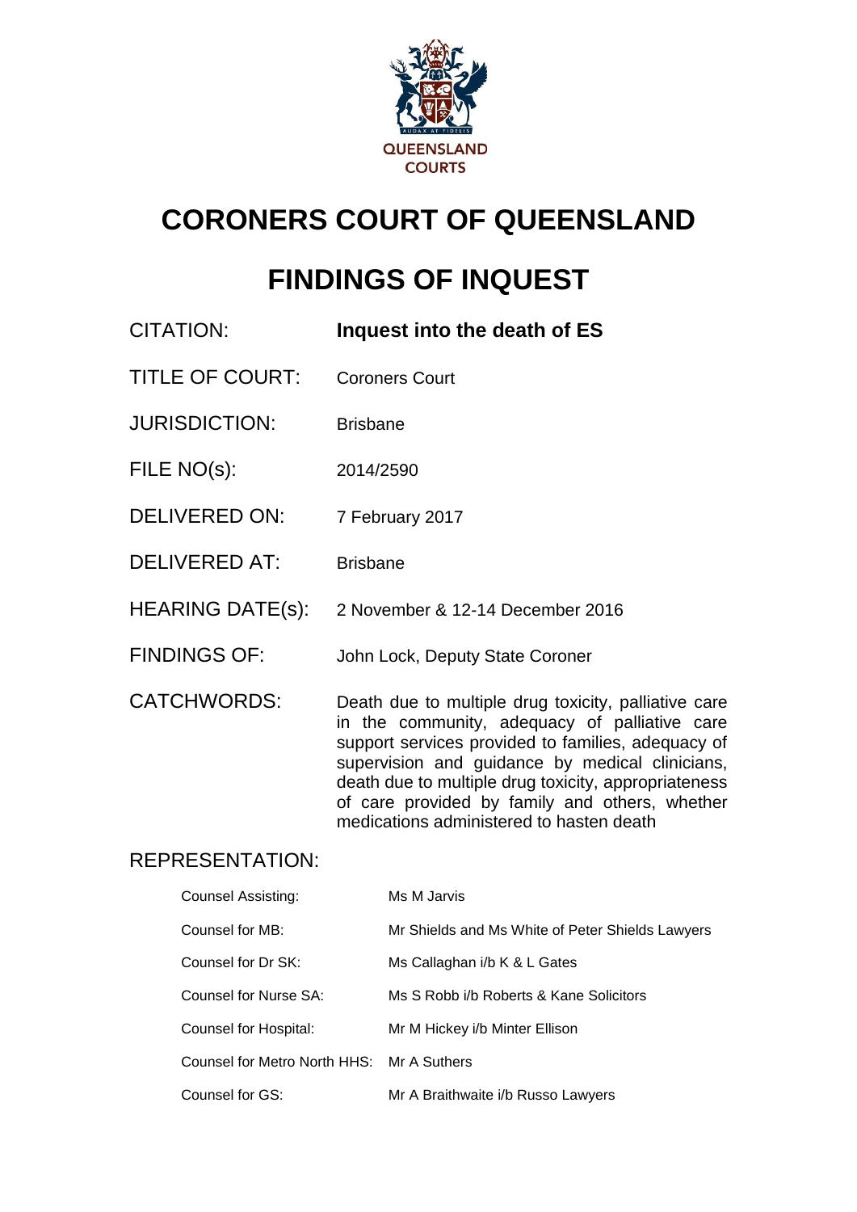QUEENSLAND COURTS

# CORONERS COURT OF QUEENSLAND

# FINDINGS OF INQUEST

| | |
|---|---|
| CITATION: | **Inquest into the death of ES** |
| TITLE OF COURT: | Coroners Court |
| JURISDICTION: | Brisbane |
| FILE NO(s): | 2014/2590 |
| DELIVERED ON: | 7 February 2017 |
| DELIVERED AT: | Brisbane |
| HEARING DATE(s): | 2 November & 12-14 December 2016 |
| FINDINGS OF: | John Lock, Deputy State Coroner |
| CATCHWORDS: | Death due to multiple drug toxicity, palliative care in the community, adequacy of palliative care support services provided to families, adequacy of supervision and guidance by medical clinicians, death due to multiple drug toxicity, appropriateness of care provided by family and others, whether medications administered to hasten death |

## REPRESENTATION:

| | |
|---|---|
| Counsel Assisting: | Ms M Jarvis |
| Counsel for MB: | Mr Shields and Ms White of Peter Shields Lawyers |
| Counsel for Dr SK: | Ms Callaghan i/b K & L Gates |
| Counsel for Nurse SA: | Ms S Robb i/b Roberts & Kane Solicitors |
| Counsel for Hospital: | Mr M Hickey i/b Minter Ellison |
| Counsel for Metro North HHS: | Mr A Suthers |
| Counsel for GS: | Mr A Braithwaite i/b Russo Lawyers |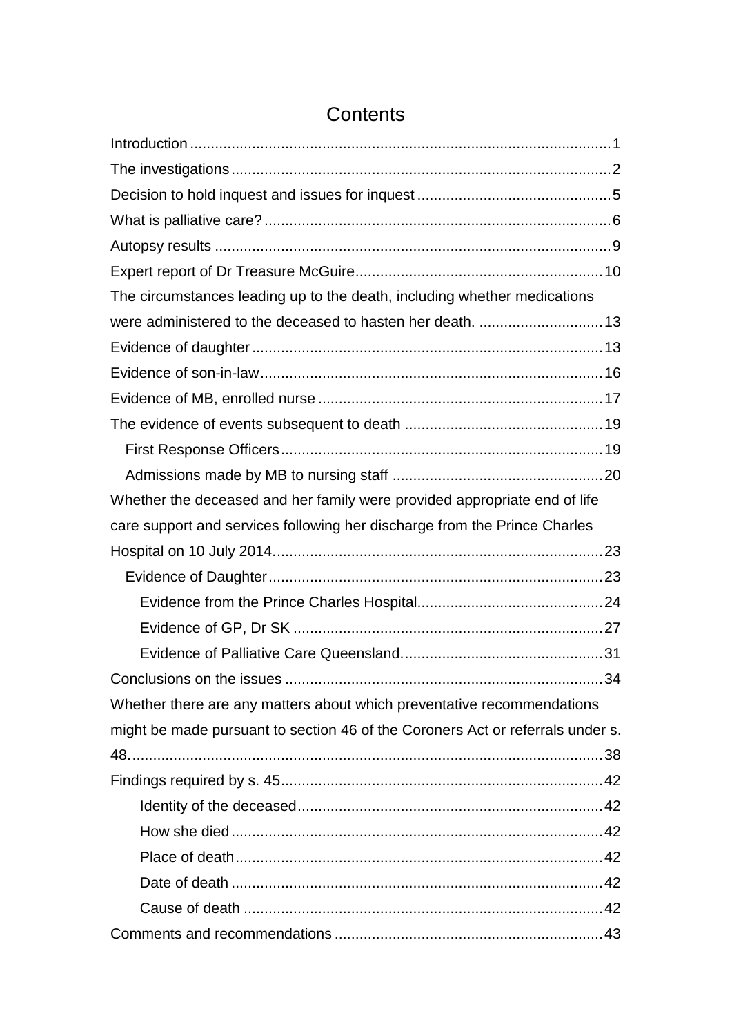# Contents

Introduction ..... 1

The investigations ..... 2

Decision to hold inquest and issues for inquest ..... 5

What is palliative care? ..... 6

Autopsy results ..... 9

Expert report of Dr Treasure McGuire ..... 10

The circumstances leading up to the death, including whether medications were administered to the deceased to hasten her death. ..... 13

Evidence of daughter ..... 13

Evidence of son-in-law ..... 16

Evidence of MB, enrolled nurse ..... 17

The evidence of events subsequent to death ..... 19

- First Response Officers ..... 19
- Admissions made by MB to nursing staff ..... 20

Whether the deceased and her family were provided appropriate end of life care support and services following her discharge from the Prince Charles Hospital on 10 July 2014. ..... 23

- Evidence of Daughter ..... 23
  - Evidence from the Prince Charles Hospital. ..... 24
  - Evidence of GP, Dr SK ..... 27
  - Evidence of Palliative Care Queensland. ..... 31

Conclusions on the issues ..... 34

Whether there are any matters about which preventative recommendations might be made pursuant to section 46 of the Coroners Act or referrals under s. 48. ..... 38

Findings required by s. 45 ..... 42

- Identity of the deceased ..... 42
- How she died ..... 42
- Place of death ..... 42
- Date of death ..... 42
- Cause of death ..... 42

Comments and recommendations ..... 43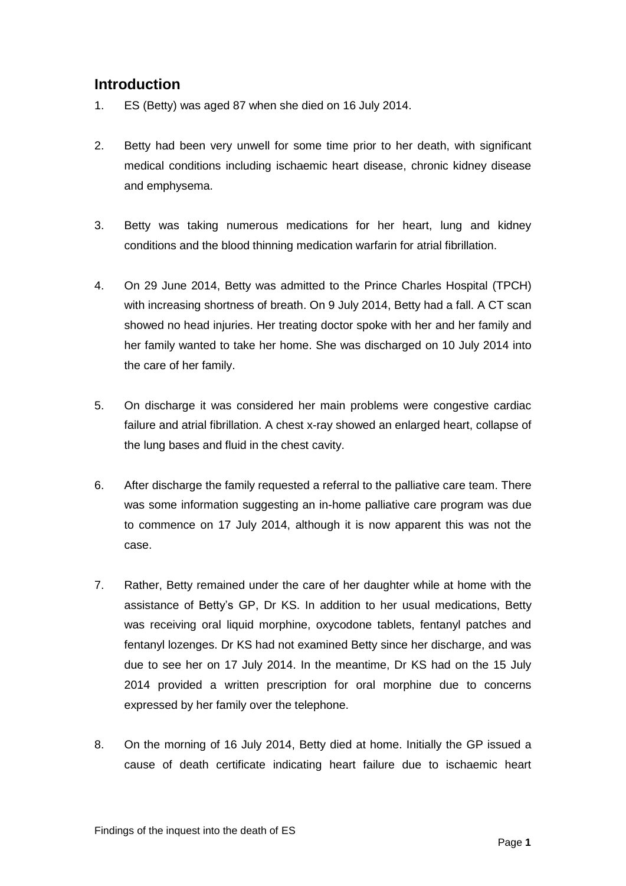## Introduction

1. ES (Betty) was aged 87 when she died on 16 July 2014.

2. Betty had been very unwell for some time prior to her death, with significant medical conditions including ischaemic heart disease, chronic kidney disease and emphysema.

3. Betty was taking numerous medications for her heart, lung and kidney conditions and the blood thinning medication warfarin for atrial fibrillation.

4. On 29 June 2014, Betty was admitted to the Prince Charles Hospital (TPCH) with increasing shortness of breath. On 9 July 2014, Betty had a fall. A CT scan showed no head injuries. Her treating doctor spoke with her and her family and her family wanted to take her home. She was discharged on 10 July 2014 into the care of her family.

5. On discharge it was considered her main problems were congestive cardiac failure and atrial fibrillation. A chest x-ray showed an enlarged heart, collapse of the lung bases and fluid in the chest cavity.

6. After discharge the family requested a referral to the palliative care team. There was some information suggesting an in-home palliative care program was due to commence on 17 July 2014, although it is now apparent this was not the case.

7. Rather, Betty remained under the care of her daughter while at home with the assistance of Betty's GP, Dr KS. In addition to her usual medications, Betty was receiving oral liquid morphine, oxycodone tablets, fentanyl patches and fentanyl lozenges. Dr KS had not examined Betty since her discharge, and was due to see her on 17 July 2014. In the meantime, Dr KS had on the 15 July 2014 provided a written prescription for oral morphine due to concerns expressed by her family over the telephone.

8. On the morning of 16 July 2014, Betty died at home. Initially the GP issued a cause of death certificate indicating heart failure due to ischaemic heart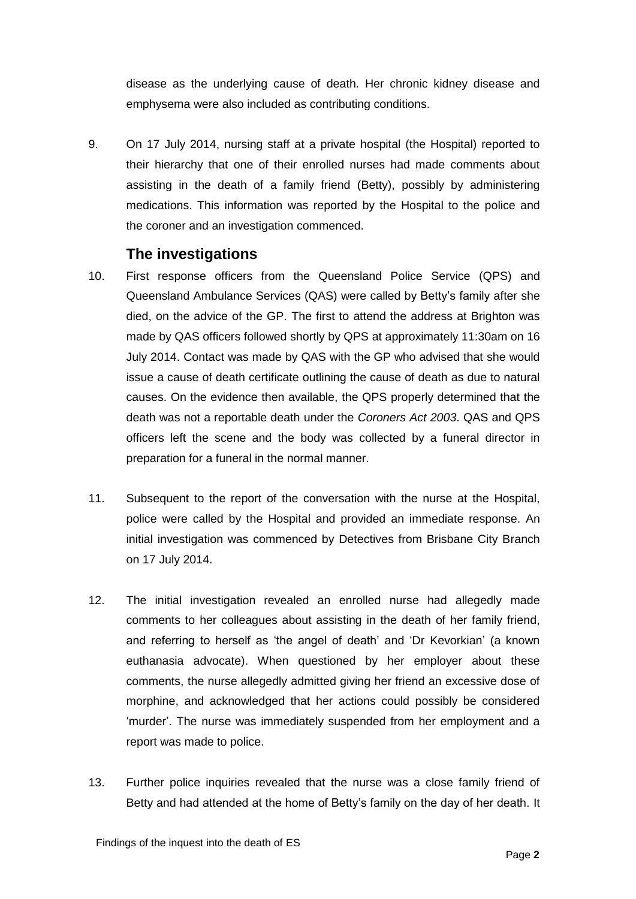disease as the underlying cause of death. Her chronic kidney disease and emphysema were also included as contributing conditions.

9. On 17 July 2014, nursing staff at a private hospital (the Hospital) reported to their hierarchy that one of their enrolled nurses had made comments about assisting in the death of a family friend (Betty), possibly by administering medications. This information was reported by the Hospital to the police and the coroner and an investigation commenced.

## The investigations

10. First response officers from the Queensland Police Service (QPS) and Queensland Ambulance Services (QAS) were called by Betty's family after she died, on the advice of the GP. The first to attend the address at Brighton was made by QAS officers followed shortly by QPS at approximately 11:30am on 16 July 2014. Contact was made by QAS with the GP who advised that she would issue a cause of death certificate outlining the cause of death as due to natural causes. On the evidence then available, the QPS properly determined that the death was not a reportable death under the *Coroners Act 2003*. QAS and QPS officers left the scene and the body was collected by a funeral director in preparation for a funeral in the normal manner.

11. Subsequent to the report of the conversation with the nurse at the Hospital, police were called by the Hospital and provided an immediate response. An initial investigation was commenced by Detectives from Brisbane City Branch on 17 July 2014.

12. The initial investigation revealed an enrolled nurse had allegedly made comments to her colleagues about assisting in the death of her family friend, and referring to herself as 'the angel of death' and 'Dr Kevorkian' (a known euthanasia advocate). When questioned by her employer about these comments, the nurse allegedly admitted giving her friend an excessive dose of morphine, and acknowledged that her actions could possibly be considered 'murder'. The nurse was immediately suspended from her employment and a report was made to police.

13. Further police inquiries revealed that the nurse was a close family friend of Betty and had attended at the home of Betty's family on the day of her death. It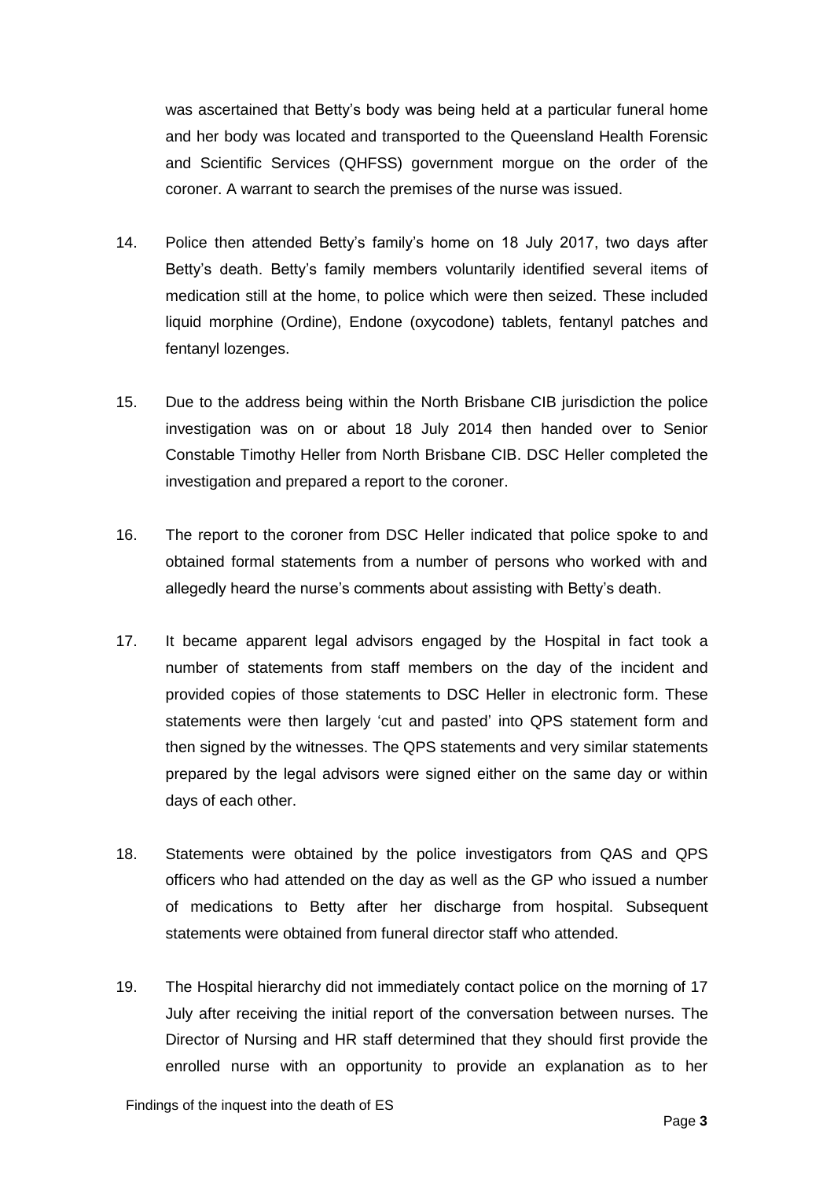was ascertained that Betty's body was being held at a particular funeral home and her body was located and transported to the Queensland Health Forensic and Scientific Services (QHFSS) government morgue on the order of the coroner. A warrant to search the premises of the nurse was issued.

14. Police then attended Betty's family's home on 18 July 2017, two days after Betty's death. Betty's family members voluntarily identified several items of medication still at the home, to police which were then seized. These included liquid morphine (Ordine), Endone (oxycodone) tablets, fentanyl patches and fentanyl lozenges.

15. Due to the address being within the North Brisbane CIB jurisdiction the police investigation was on or about 18 July 2014 then handed over to Senior Constable Timothy Heller from North Brisbane CIB. DSC Heller completed the investigation and prepared a report to the coroner.

16. The report to the coroner from DSC Heller indicated that police spoke to and obtained formal statements from a number of persons who worked with and allegedly heard the nurse's comments about assisting with Betty's death.

17. It became apparent legal advisors engaged by the Hospital in fact took a number of statements from staff members on the day of the incident and provided copies of those statements to DSC Heller in electronic form. These statements were then largely 'cut and pasted' into QPS statement form and then signed by the witnesses. The QPS statements and very similar statements prepared by the legal advisors were signed either on the same day or within days of each other.

18. Statements were obtained by the police investigators from QAS and QPS officers who had attended on the day as well as the GP who issued a number of medications to Betty after her discharge from hospital. Subsequent statements were obtained from funeral director staff who attended.

19. The Hospital hierarchy did not immediately contact police on the morning of 17 July after receiving the initial report of the conversation between nurses. The Director of Nursing and HR staff determined that they should first provide the enrolled nurse with an opportunity to provide an explanation as to her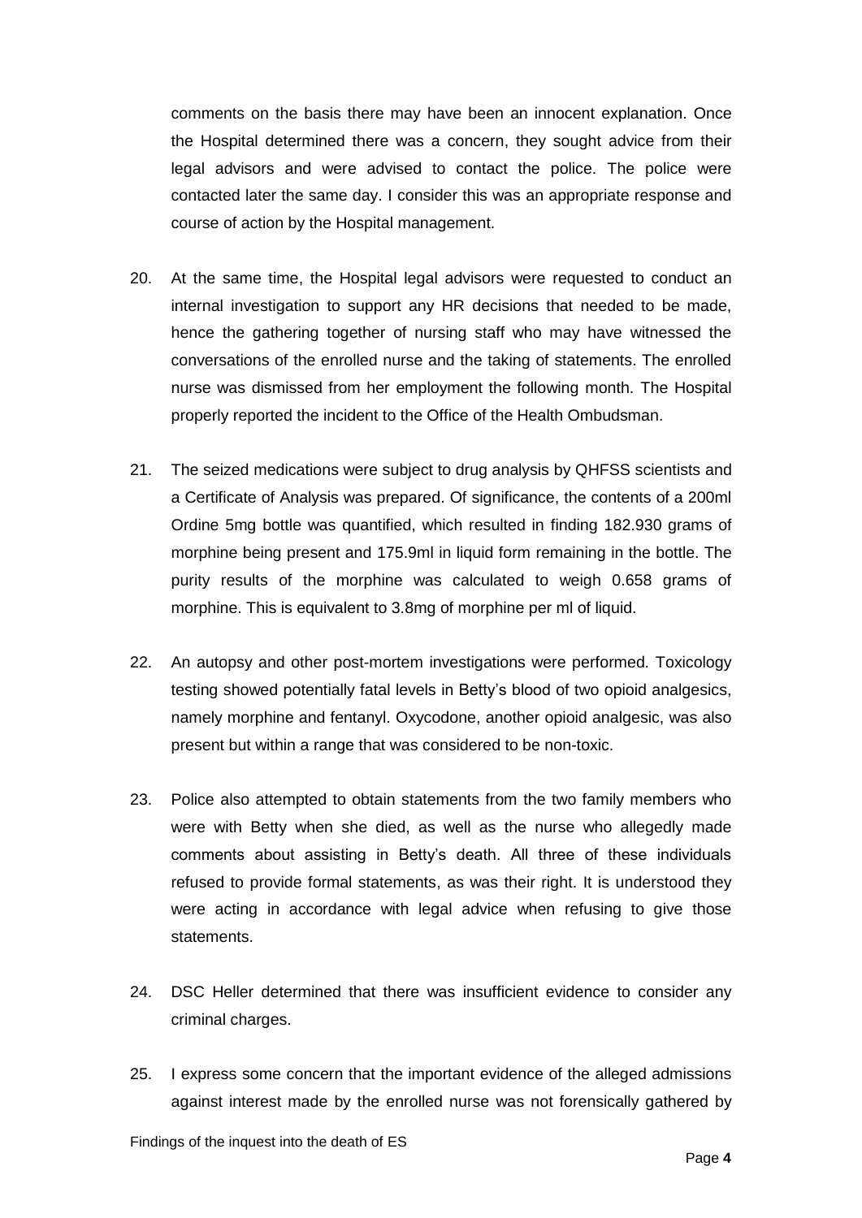comments on the basis there may have been an innocent explanation. Once the Hospital determined there was a concern, they sought advice from their legal advisors and were advised to contact the police. The police were contacted later the same day. I consider this was an appropriate response and course of action by the Hospital management.

20. At the same time, the Hospital legal advisors were requested to conduct an internal investigation to support any HR decisions that needed to be made, hence the gathering together of nursing staff who may have witnessed the conversations of the enrolled nurse and the taking of statements. The enrolled nurse was dismissed from her employment the following month. The Hospital properly reported the incident to the Office of the Health Ombudsman.

21. The seized medications were subject to drug analysis by QHFSS scientists and a Certificate of Analysis was prepared. Of significance, the contents of a 200ml Ordine 5mg bottle was quantified, which resulted in finding 182.930 grams of morphine being present and 175.9ml in liquid form remaining in the bottle. The purity results of the morphine was calculated to weigh 0.658 grams of morphine. This is equivalent to 3.8mg of morphine per ml of liquid.

22. An autopsy and other post-mortem investigations were performed. Toxicology testing showed potentially fatal levels in Betty's blood of two opioid analgesics, namely morphine and fentanyl. Oxycodone, another opioid analgesic, was also present but within a range that was considered to be non-toxic.

23. Police also attempted to obtain statements from the two family members who were with Betty when she died, as well as the nurse who allegedly made comments about assisting in Betty's death. All three of these individuals refused to provide formal statements, as was their right. It is understood they were acting in accordance with legal advice when refusing to give those statements.

24. DSC Heller determined that there was insufficient evidence to consider any criminal charges.

25. I express some concern that the important evidence of the alleged admissions against interest made by the enrolled nurse was not forensically gathered by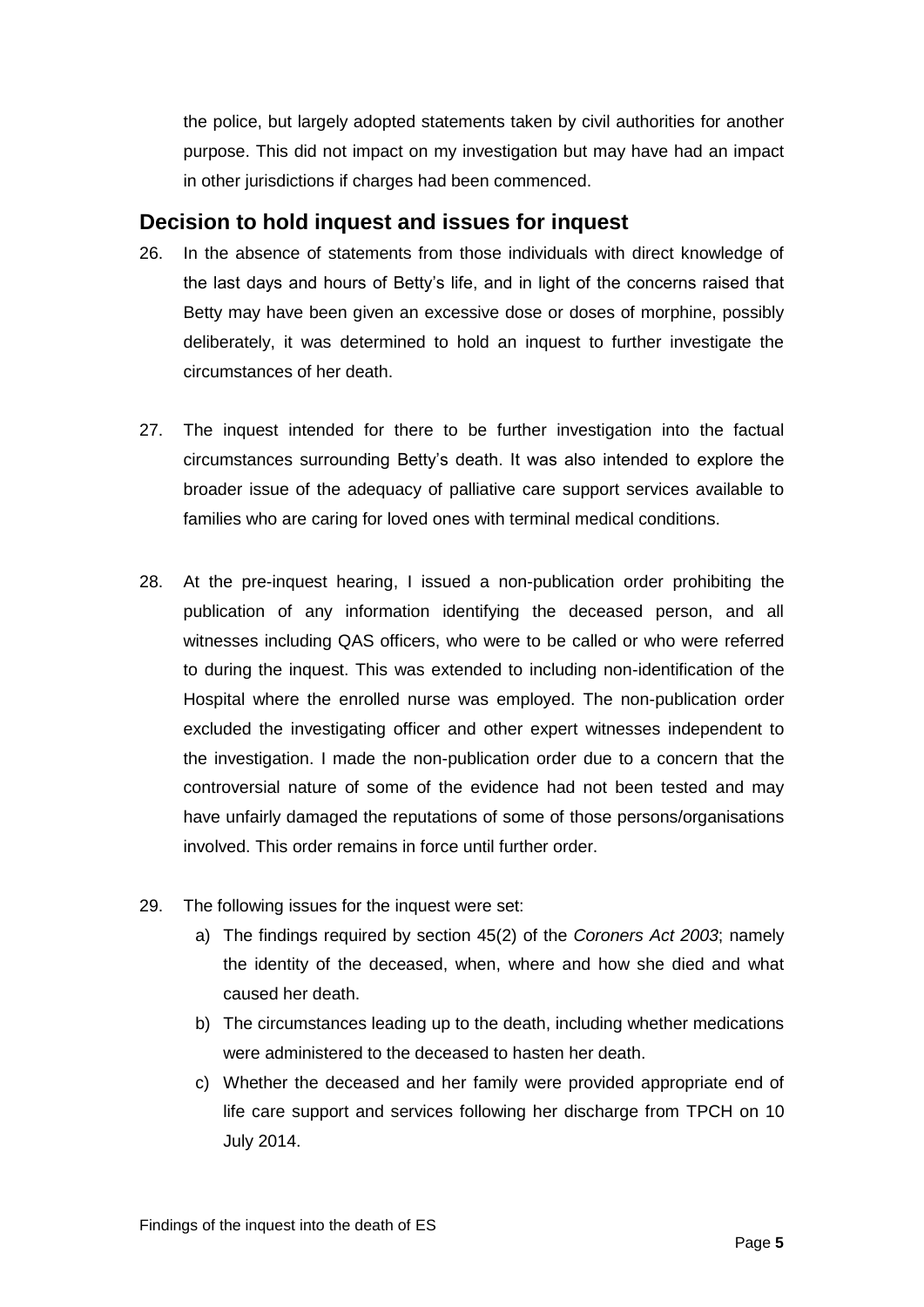the police, but largely adopted statements taken by civil authorities for another purpose. This did not impact on my investigation but may have had an impact in other jurisdictions if charges had been commenced.

## Decision to hold inquest and issues for inquest

26. In the absence of statements from those individuals with direct knowledge of the last days and hours of Betty's life, and in light of the concerns raised that Betty may have been given an excessive dose or doses of morphine, possibly deliberately, it was determined to hold an inquest to further investigate the circumstances of her death.

27. The inquest intended for there to be further investigation into the factual circumstances surrounding Betty's death. It was also intended to explore the broader issue of the adequacy of palliative care support services available to families who are caring for loved ones with terminal medical conditions.

28. At the pre-inquest hearing, I issued a non-publication order prohibiting the publication of any information identifying the deceased person, and all witnesses including QAS officers, who were to be called or who were referred to during the inquest. This was extended to including non-identification of the Hospital where the enrolled nurse was employed. The non-publication order excluded the investigating officer and other expert witnesses independent to the investigation. I made the non-publication order due to a concern that the controversial nature of some of the evidence had not been tested and may have unfairly damaged the reputations of some of those persons/organisations involved. This order remains in force until further order.

29. The following issues for the inquest were set:
    a) The findings required by section 45(2) of the *Coroners Act 2003*; namely the identity of the deceased, when, where and how she died and what caused her death.
    b) The circumstances leading up to the death, including whether medications were administered to the deceased to hasten her death.
    c) Whether the deceased and her family were provided appropriate end of life care support and services following her discharge from TPCH on 10 July 2014.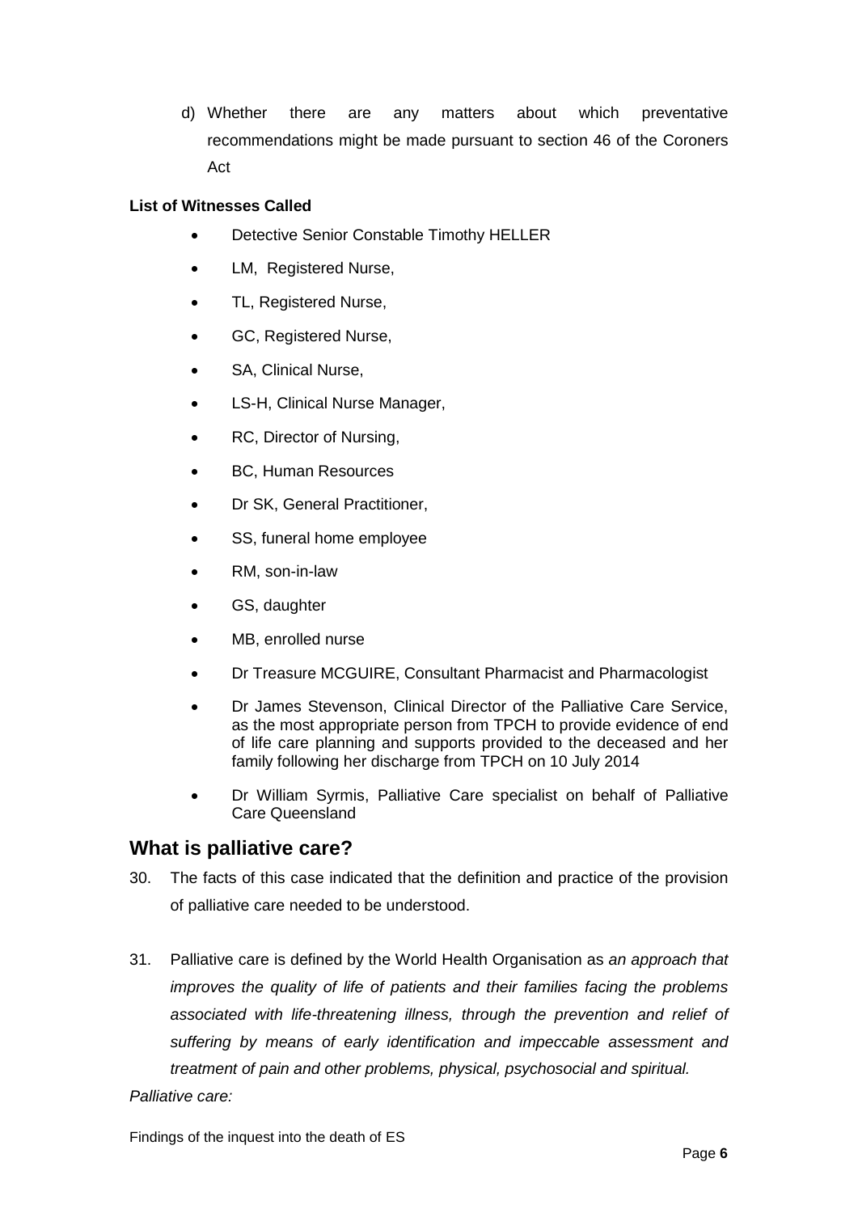d) Whether there are any matters about which preventative recommendations might be made pursuant to section 46 of the Coroners Act

**List of Witnesses Called**

- Detective Senior Constable Timothy HELLER
- LM, Registered Nurse,
- TL, Registered Nurse,
- GC, Registered Nurse,
- SA, Clinical Nurse,
- LS-H, Clinical Nurse Manager,
- RC, Director of Nursing,
- BC, Human Resources
- Dr SK, General Practitioner,
- SS, funeral home employee
- RM, son-in-law
- GS, daughter
- MB, enrolled nurse
- Dr Treasure MCGUIRE, Consultant Pharmacist and Pharmacologist
- Dr James Stevenson, Clinical Director of the Palliative Care Service, as the most appropriate person from TPCH to provide evidence of end of life care planning and supports provided to the deceased and her family following her discharge from TPCH on 10 July 2014
- Dr William Syrmis, Palliative Care specialist on behalf of Palliative Care Queensland

## What is palliative care?

30. The facts of this case indicated that the definition and practice of the provision of palliative care needed to be understood.

31. Palliative care is defined by the World Health Organisation as *an approach that improves the quality of life of patients and their families facing the problems associated with life-threatening illness, through the prevention and relief of suffering by means of early identification and impeccable assessment and treatment of pain and other problems, physical, psychosocial and spiritual.*

*Palliative care:*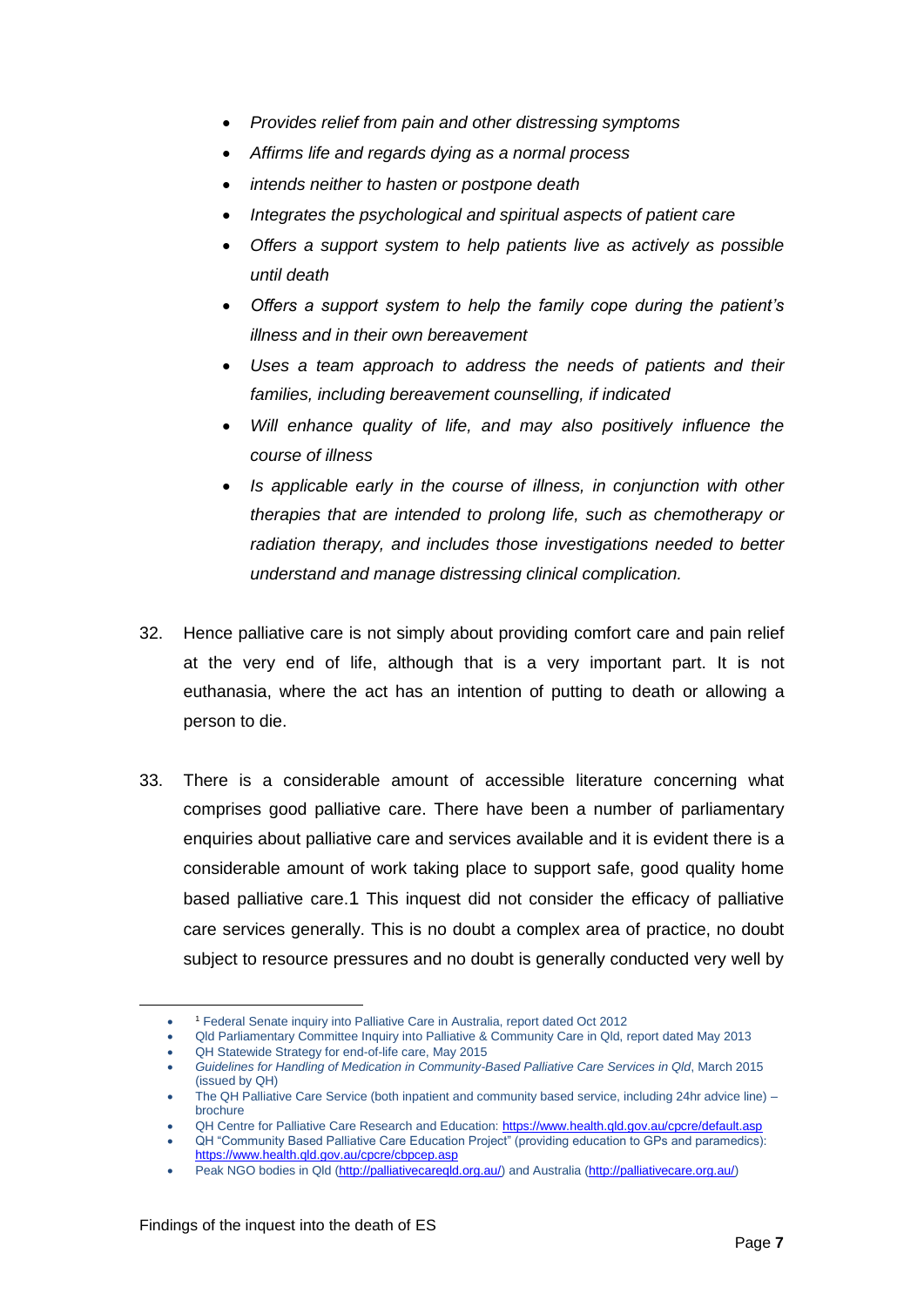- *Provides relief from pain and other distressing symptoms*
- *Affirms life and regards dying as a normal process*
- *intends neither to hasten or postpone death*
- *Integrates the psychological and spiritual aspects of patient care*
- *Offers a support system to help patients live as actively as possible until death*
- *Offers a support system to help the family cope during the patient's illness and in their own bereavement*
- *Uses a team approach to address the needs of patients and their families, including bereavement counselling, if indicated*
- *Will enhance quality of life, and may also positively influence the course of illness*
- *Is applicable early in the course of illness, in conjunction with other therapies that are intended to prolong life, such as chemotherapy or radiation therapy, and includes those investigations needed to better understand and manage distressing clinical complication.*

32. Hence palliative care is not simply about providing comfort care and pain relief at the very end of life, although that is a very important part. It is not euthanasia, where the act has an intention of putting to death or allowing a person to die.

33. There is a considerable amount of accessible literature concerning what comprises good palliative care. There have been a number of parliamentary enquiries about palliative care and services available and it is evident there is a considerable amount of work taking place to support safe, good quality home based palliative care.[1] This inquest did not consider the efficacy of palliative care services generally. This is no doubt a complex area of practice, no doubt subject to resource pressures and no doubt is generally conducted very well by

---

- [1] Federal Senate inquiry into Palliative Care in Australia, report dated Oct 2012
- Qld Parliamentary Committee Inquiry into Palliative & Community Care in Qld, report dated May 2013
- QH Statewide Strategy for end-of-life care, May 2015
- *Guidelines for Handling of Medication in Community-Based Palliative Care Services in Qld*, March 2015 (issued by QH)
- The QH Palliative Care Service (both inpatient and community based service, including 24hr advice line) – brochure
- QH Centre for Palliative Care Research and Education: https://www.health.qld.gov.au/cpcre/default.asp
- QH "Community Based Palliative Care Education Project" (providing education to GPs and paramedics): https://www.health.qld.gov.au/cpcre/cbpcep.asp
- Peak NGO bodies in Qld (http://palliativecareqld.org.au/) and Australia (http://palliativecare.org.au/)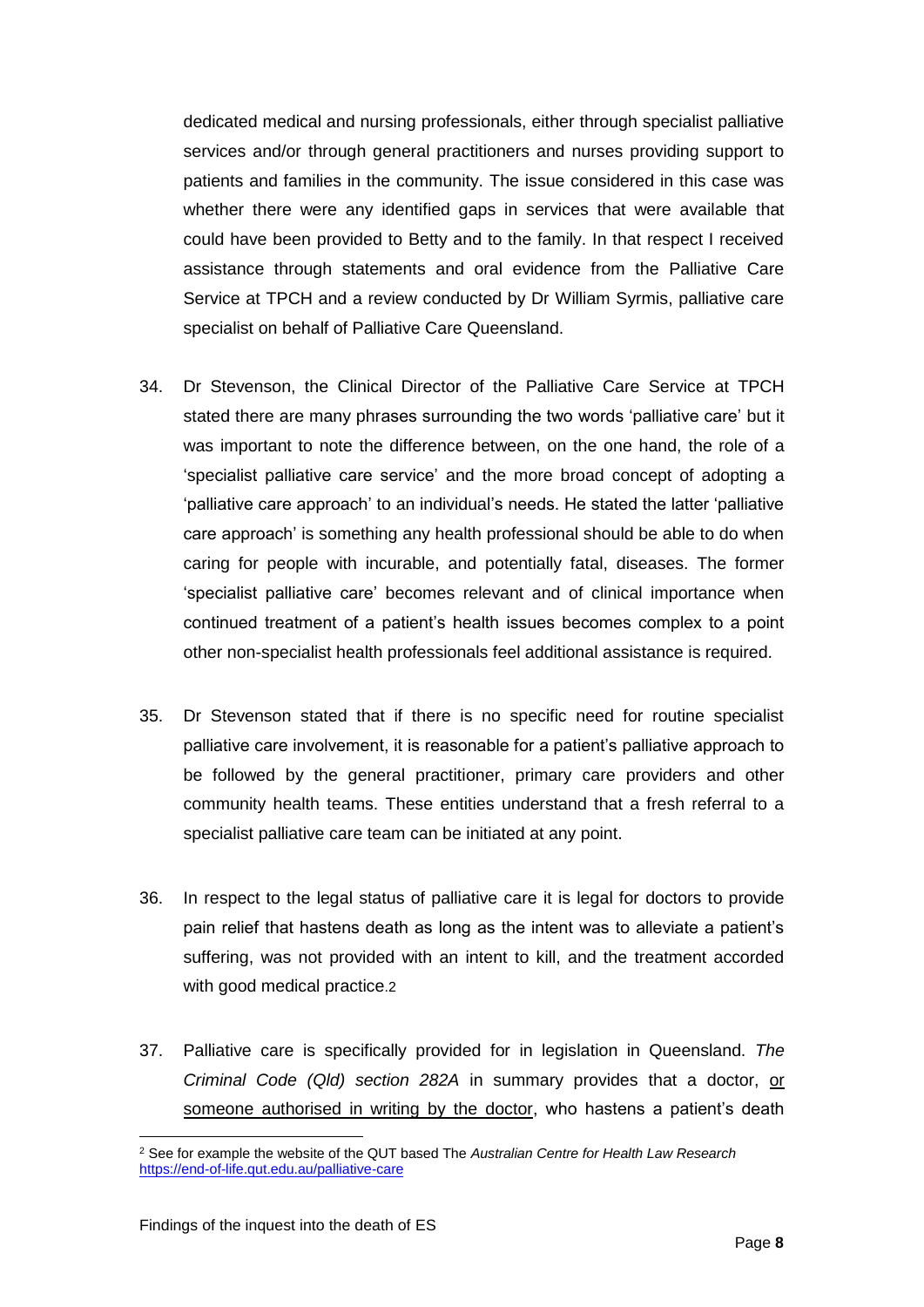dedicated medical and nursing professionals, either through specialist palliative services and/or through general practitioners and nurses providing support to patients and families in the community. The issue considered in this case was whether there were any identified gaps in services that were available that could have been provided to Betty and to the family. In that respect I received assistance through statements and oral evidence from the Palliative Care Service at TPCH and a review conducted by Dr William Syrmis, palliative care specialist on behalf of Palliative Care Queensland.

34. Dr Stevenson, the Clinical Director of the Palliative Care Service at TPCH stated there are many phrases surrounding the two words 'palliative care' but it was important to note the difference between, on the one hand, the role of a 'specialist palliative care service' and the more broad concept of adopting a 'palliative care approach' to an individual's needs. He stated the latter 'palliative care approach' is something any health professional should be able to do when caring for people with incurable, and potentially fatal, diseases. The former 'specialist palliative care' becomes relevant and of clinical importance when continued treatment of a patient's health issues becomes complex to a point other non-specialist health professionals feel additional assistance is required.

35. Dr Stevenson stated that if there is no specific need for routine specialist palliative care involvement, it is reasonable for a patient's palliative approach to be followed by the general practitioner, primary care providers and other community health teams. These entities understand that a fresh referral to a specialist palliative care team can be initiated at any point.

36. In respect to the legal status of palliative care it is legal for doctors to provide pain relief that hastens death as long as the intent was to alleviate a patient's suffering, was not provided with an intent to kill, and the treatment accorded with good medical practice.[2]

37. Palliative care is specifically provided for in legislation in Queensland. *The Criminal Code (Qld) section 282A* in summary provides that a doctor, <u>or someone authorised in writing by the doctor</u>, who hastens a patient's death

---

[2] See for example the website of the QUT based The *Australian Centre for Health Law Research* https://end-of-life.qut.edu.au/palliative-care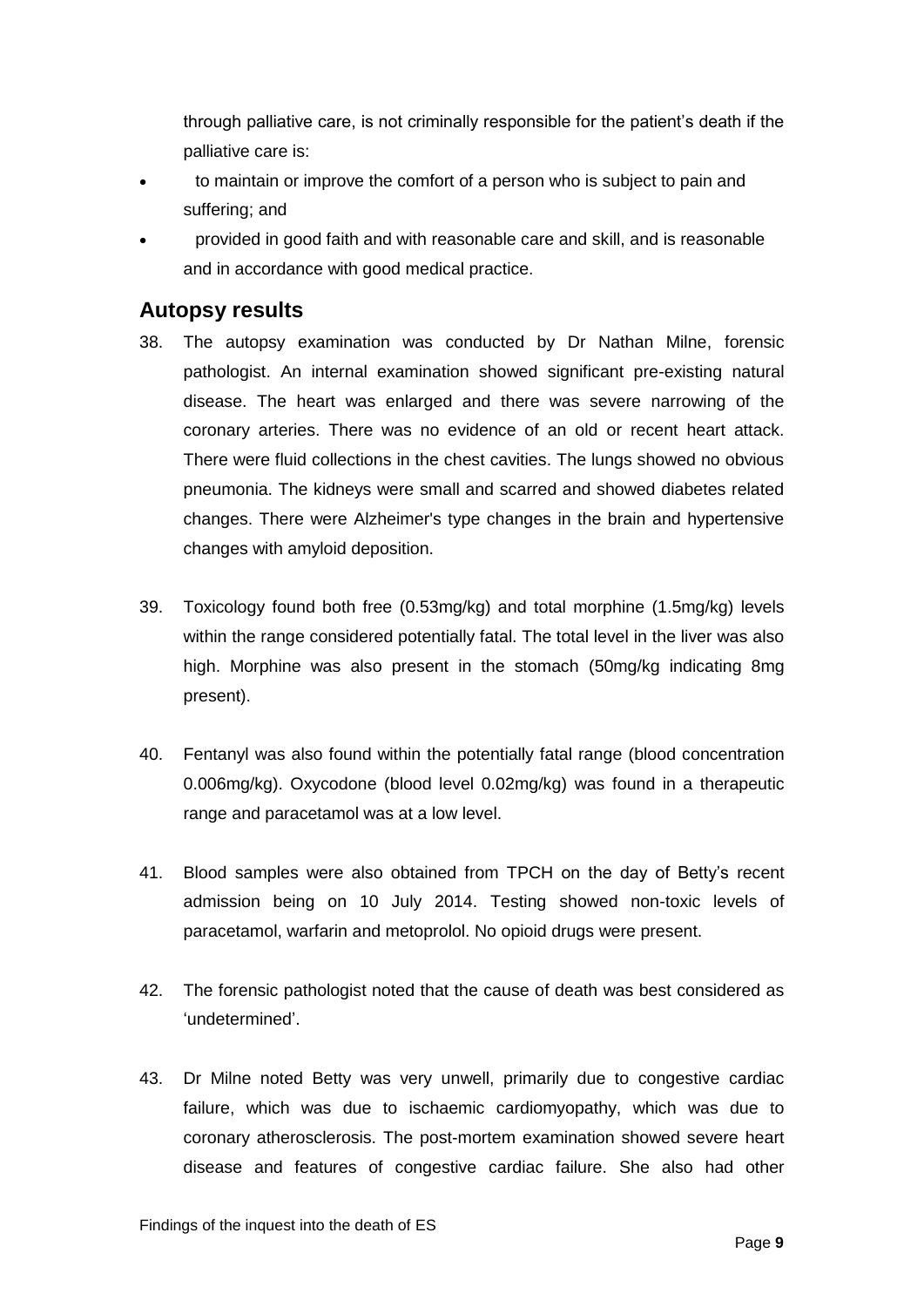through palliative care, is not criminally responsible for the patient's death if the palliative care is:

- to maintain or improve the comfort of a person who is subject to pain and suffering; and
- provided in good faith and with reasonable care and skill, and is reasonable and in accordance with good medical practice.

## Autopsy results

38. The autopsy examination was conducted by Dr Nathan Milne, forensic pathologist. An internal examination showed significant pre-existing natural disease. The heart was enlarged and there was severe narrowing of the coronary arteries. There was no evidence of an old or recent heart attack. There were fluid collections in the chest cavities. The lungs showed no obvious pneumonia. The kidneys were small and scarred and showed diabetes related changes. There were Alzheimer's type changes in the brain and hypertensive changes with amyloid deposition.

39. Toxicology found both free (0.53mg/kg) and total morphine (1.5mg/kg) levels within the range considered potentially fatal. The total level in the liver was also high. Morphine was also present in the stomach (50mg/kg indicating 8mg present).

40. Fentanyl was also found within the potentially fatal range (blood concentration 0.006mg/kg). Oxycodone (blood level 0.02mg/kg) was found in a therapeutic range and paracetamol was at a low level.

41. Blood samples were also obtained from TPCH on the day of Betty's recent admission being on 10 July 2014. Testing showed non-toxic levels of paracetamol, warfarin and metoprolol. No opioid drugs were present.

42. The forensic pathologist noted that the cause of death was best considered as 'undetermined'.

43. Dr Milne noted Betty was very unwell, primarily due to congestive cardiac failure, which was due to ischaemic cardiomyopathy, which was due to coronary atherosclerosis. The post-mortem examination showed severe heart disease and features of congestive cardiac failure. She also had other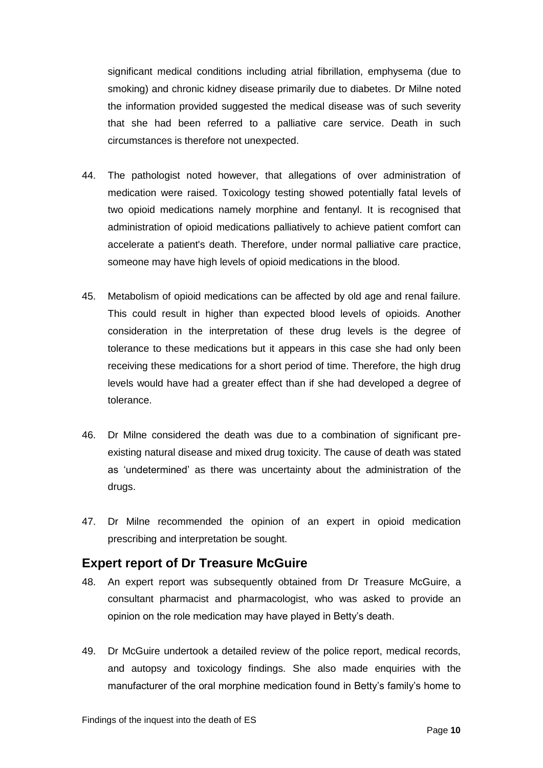significant medical conditions including atrial fibrillation, emphysema (due to smoking) and chronic kidney disease primarily due to diabetes. Dr Milne noted the information provided suggested the medical disease was of such severity that she had been referred to a palliative care service. Death in such circumstances is therefore not unexpected.

44. The pathologist noted however, that allegations of over administration of medication were raised. Toxicology testing showed potentially fatal levels of two opioid medications namely morphine and fentanyl. It is recognised that administration of opioid medications palliatively to achieve patient comfort can accelerate a patient's death. Therefore, under normal palliative care practice, someone may have high levels of opioid medications in the blood.

45. Metabolism of opioid medications can be affected by old age and renal failure. This could result in higher than expected blood levels of opioids. Another consideration in the interpretation of these drug levels is the degree of tolerance to these medications but it appears in this case she had only been receiving these medications for a short period of time. Therefore, the high drug levels would have had a greater effect than if she had developed a degree of tolerance.

46. Dr Milne considered the death was due to a combination of significant pre-existing natural disease and mixed drug toxicity. The cause of death was stated as 'undetermined' as there was uncertainty about the administration of the drugs.

47. Dr Milne recommended the opinion of an expert in opioid medication prescribing and interpretation be sought.

## Expert report of Dr Treasure McGuire

48. An expert report was subsequently obtained from Dr Treasure McGuire, a consultant pharmacist and pharmacologist, who was asked to provide an opinion on the role medication may have played in Betty's death.

49. Dr McGuire undertook a detailed review of the police report, medical records, and autopsy and toxicology findings. She also made enquiries with the manufacturer of the oral morphine medication found in Betty's family's home to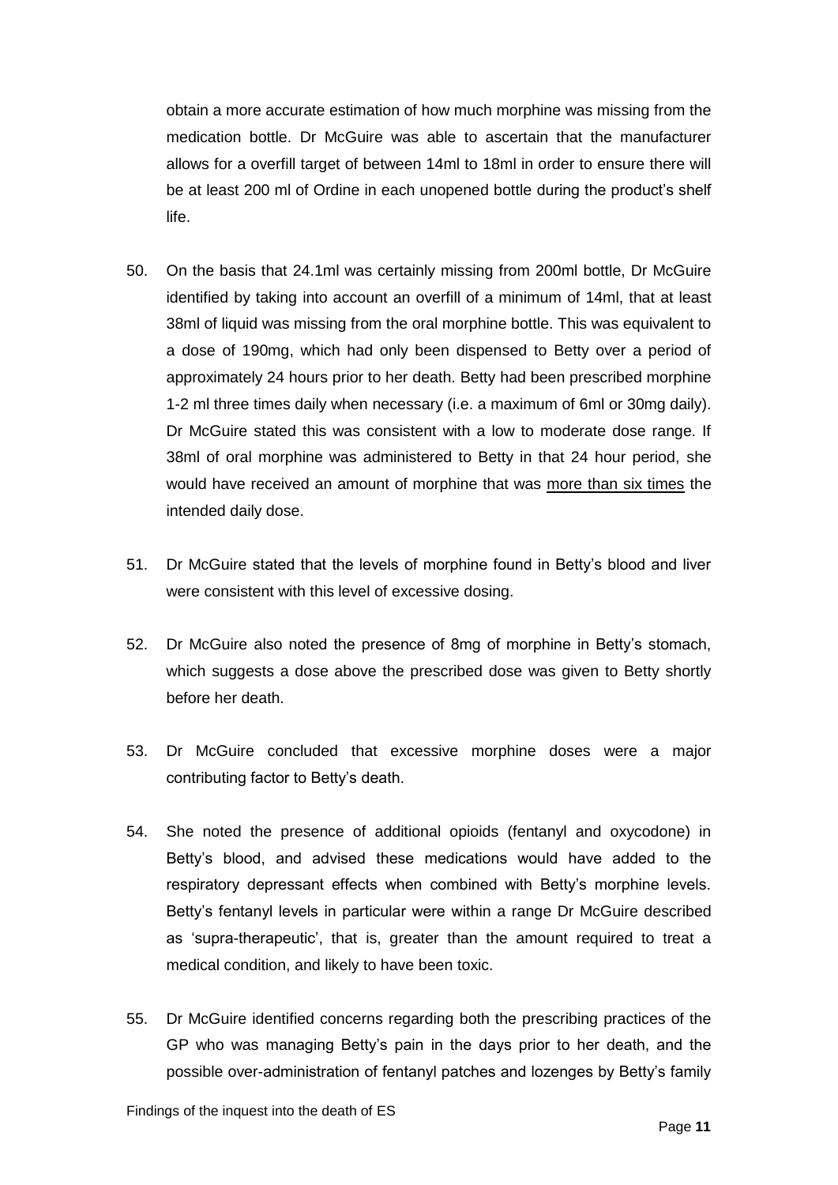obtain a more accurate estimation of how much morphine was missing from the medication bottle. Dr McGuire was able to ascertain that the manufacturer allows for a overfill target of between 14ml to 18ml in order to ensure there will be at least 200 ml of Ordine in each unopened bottle during the product's shelf life.

50. On the basis that 24.1ml was certainly missing from 200ml bottle, Dr McGuire identified by taking into account an overfill of a minimum of 14ml, that at least 38ml of liquid was missing from the oral morphine bottle. This was equivalent to a dose of 190mg, which had only been dispensed to Betty over a period of approximately 24 hours prior to her death. Betty had been prescribed morphine 1-2 ml three times daily when necessary (i.e. a maximum of 6ml or 30mg daily). Dr McGuire stated this was consistent with a low to moderate dose range. If 38ml of oral morphine was administered to Betty in that 24 hour period, she would have received an amount of morphine that was <u>more than six times</u> the intended daily dose.

51. Dr McGuire stated that the levels of morphine found in Betty's blood and liver were consistent with this level of excessive dosing.

52. Dr McGuire also noted the presence of 8mg of morphine in Betty's stomach, which suggests a dose above the prescribed dose was given to Betty shortly before her death.

53. Dr McGuire concluded that excessive morphine doses were a major contributing factor to Betty's death.

54. She noted the presence of additional opioids (fentanyl and oxycodone) in Betty's blood, and advised these medications would have added to the respiratory depressant effects when combined with Betty's morphine levels. Betty's fentanyl levels in particular were within a range Dr McGuire described as 'supra-therapeutic', that is, greater than the amount required to treat a medical condition, and likely to have been toxic.

55. Dr McGuire identified concerns regarding both the prescribing practices of the GP who was managing Betty's pain in the days prior to her death, and the possible over-administration of fentanyl patches and lozenges by Betty's family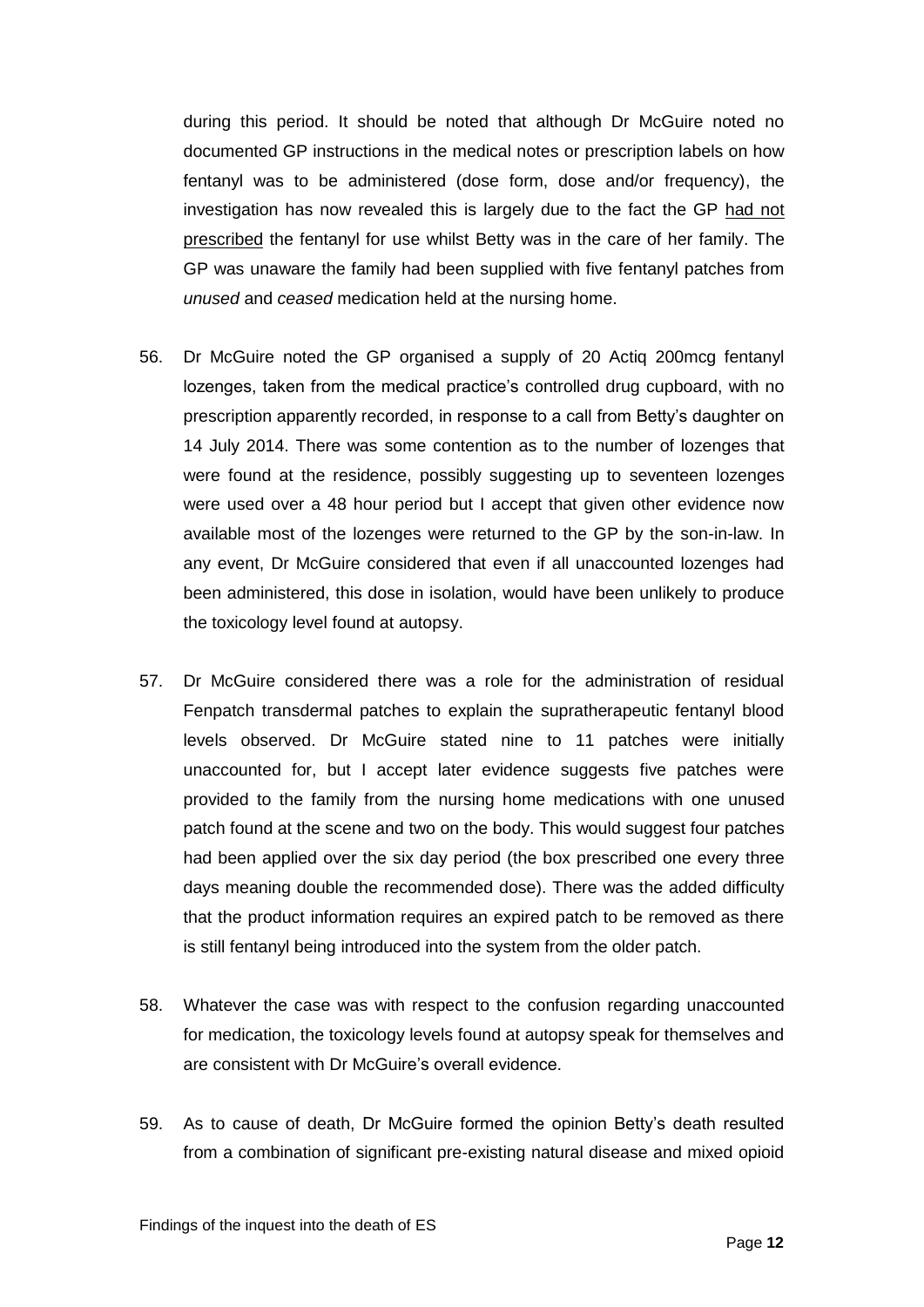during this period. It should be noted that although Dr McGuire noted no documented GP instructions in the medical notes or prescription labels on how fentanyl was to be administered (dose form, dose and/or frequency), the investigation has now revealed this is largely due to the fact the GP <u>had not prescribed</u> the fentanyl for use whilst Betty was in the care of her family. The GP was unaware the family had been supplied with five fentanyl patches from *unused* and *ceased* medication held at the nursing home.

56. Dr McGuire noted the GP organised a supply of 20 Actiq 200mcg fentanyl lozenges, taken from the medical practice's controlled drug cupboard, with no prescription apparently recorded, in response to a call from Betty's daughter on 14 July 2014. There was some contention as to the number of lozenges that were found at the residence, possibly suggesting up to seventeen lozenges were used over a 48 hour period but I accept that given other evidence now available most of the lozenges were returned to the GP by the son-in-law. In any event, Dr McGuire considered that even if all unaccounted lozenges had been administered, this dose in isolation, would have been unlikely to produce the toxicology level found at autopsy.

57. Dr McGuire considered there was a role for the administration of residual Fenpatch transdermal patches to explain the supratherapeutic fentanyl blood levels observed. Dr McGuire stated nine to 11 patches were initially unaccounted for, but I accept later evidence suggests five patches were provided to the family from the nursing home medications with one unused patch found at the scene and two on the body. This would suggest four patches had been applied over the six day period (the box prescribed one every three days meaning double the recommended dose). There was the added difficulty that the product information requires an expired patch to be removed as there is still fentanyl being introduced into the system from the older patch.

58. Whatever the case was with respect to the confusion regarding unaccounted for medication, the toxicology levels found at autopsy speak for themselves and are consistent with Dr McGuire's overall evidence.

59. As to cause of death, Dr McGuire formed the opinion Betty's death resulted from a combination of significant pre-existing natural disease and mixed opioid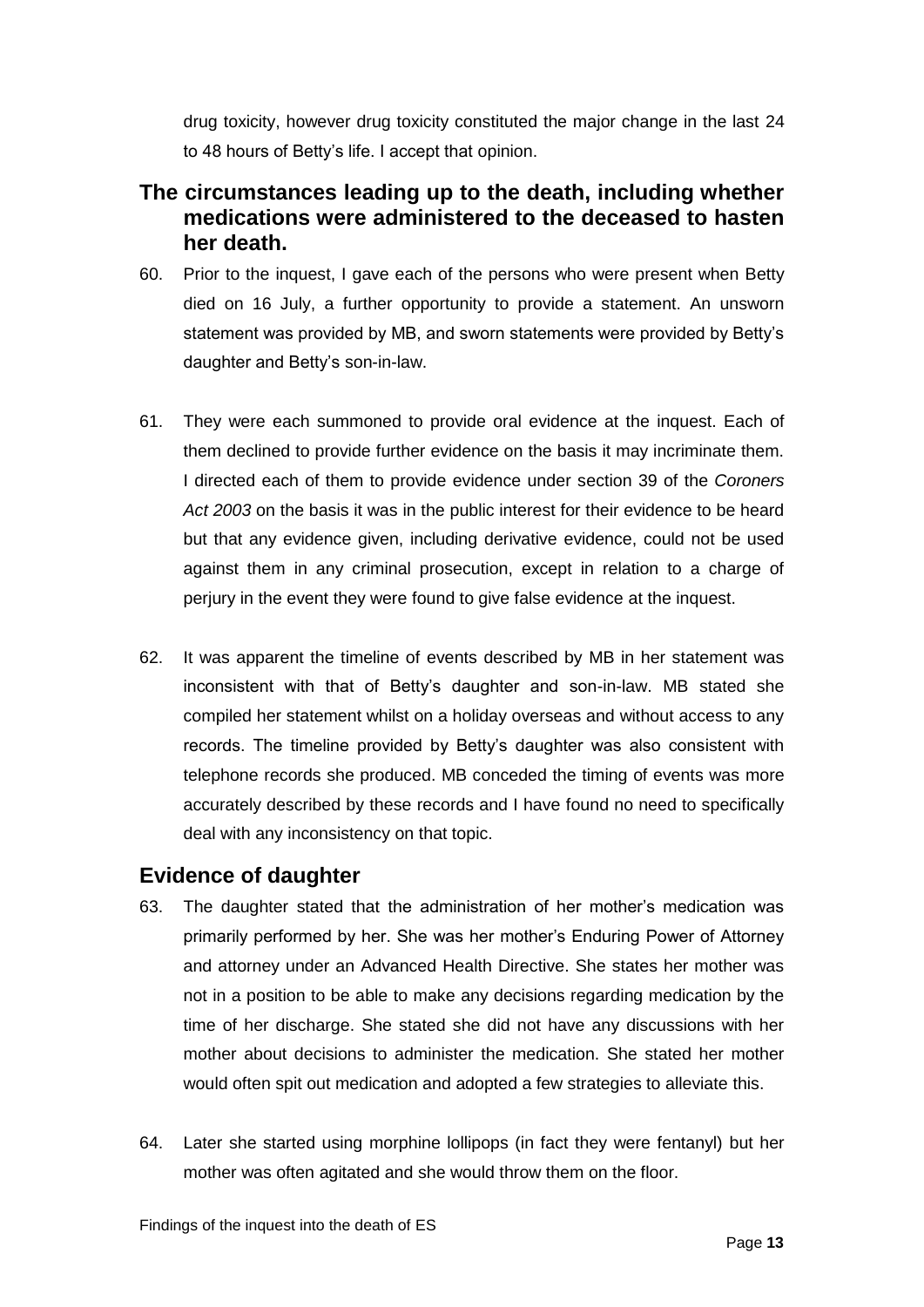drug toxicity, however drug toxicity constituted the major change in the last 24 to 48 hours of Betty's life. I accept that opinion.

## The circumstances leading up to the death, including whether medications were administered to the deceased to hasten her death.

60. Prior to the inquest, I gave each of the persons who were present when Betty died on 16 July, a further opportunity to provide a statement. An unsworn statement was provided by MB, and sworn statements were provided by Betty's daughter and Betty's son-in-law.

61. They were each summoned to provide oral evidence at the inquest. Each of them declined to provide further evidence on the basis it may incriminate them. I directed each of them to provide evidence under section 39 of the *Coroners Act 2003* on the basis it was in the public interest for their evidence to be heard but that any evidence given, including derivative evidence, could not be used against them in any criminal prosecution, except in relation to a charge of perjury in the event they were found to give false evidence at the inquest.

62. It was apparent the timeline of events described by MB in her statement was inconsistent with that of Betty's daughter and son-in-law. MB stated she compiled her statement whilst on a holiday overseas and without access to any records. The timeline provided by Betty's daughter was also consistent with telephone records she produced. MB conceded the timing of events was more accurately described by these records and I have found no need to specifically deal with any inconsistency on that topic.

## Evidence of daughter

63. The daughter stated that the administration of her mother's medication was primarily performed by her. She was her mother's Enduring Power of Attorney and attorney under an Advanced Health Directive. She states her mother was not in a position to be able to make any decisions regarding medication by the time of her discharge. She stated she did not have any discussions with her mother about decisions to administer the medication. She stated her mother would often spit out medication and adopted a few strategies to alleviate this.

64. Later she started using morphine lollipops (in fact they were fentanyl) but her mother was often agitated and she would throw them on the floor.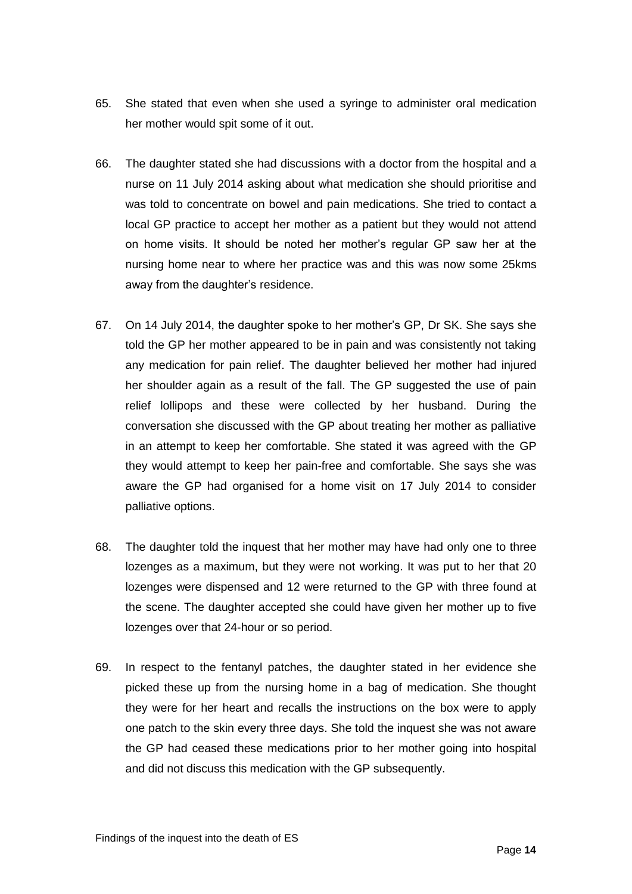65. She stated that even when she used a syringe to administer oral medication her mother would spit some of it out.

66. The daughter stated she had discussions with a doctor from the hospital and a nurse on 11 July 2014 asking about what medication she should prioritise and was told to concentrate on bowel and pain medications. She tried to contact a local GP practice to accept her mother as a patient but they would not attend on home visits. It should be noted her mother's regular GP saw her at the nursing home near to where her practice was and this was now some 25kms away from the daughter's residence.

67. On 14 July 2014, the daughter spoke to her mother's GP, Dr SK. She says she told the GP her mother appeared to be in pain and was consistently not taking any medication for pain relief. The daughter believed her mother had injured her shoulder again as a result of the fall. The GP suggested the use of pain relief lollipops and these were collected by her husband. During the conversation she discussed with the GP about treating her mother as palliative in an attempt to keep her comfortable. She stated it was agreed with the GP they would attempt to keep her pain-free and comfortable. She says she was aware the GP had organised for a home visit on 17 July 2014 to consider palliative options.

68. The daughter told the inquest that her mother may have had only one to three lozenges as a maximum, but they were not working. It was put to her that 20 lozenges were dispensed and 12 were returned to the GP with three found at the scene. The daughter accepted she could have given her mother up to five lozenges over that 24-hour or so period.

69. In respect to the fentanyl patches, the daughter stated in her evidence she picked these up from the nursing home in a bag of medication. She thought they were for her heart and recalls the instructions on the box were to apply one patch to the skin every three days. She told the inquest she was not aware the GP had ceased these medications prior to her mother going into hospital and did not discuss this medication with the GP subsequently.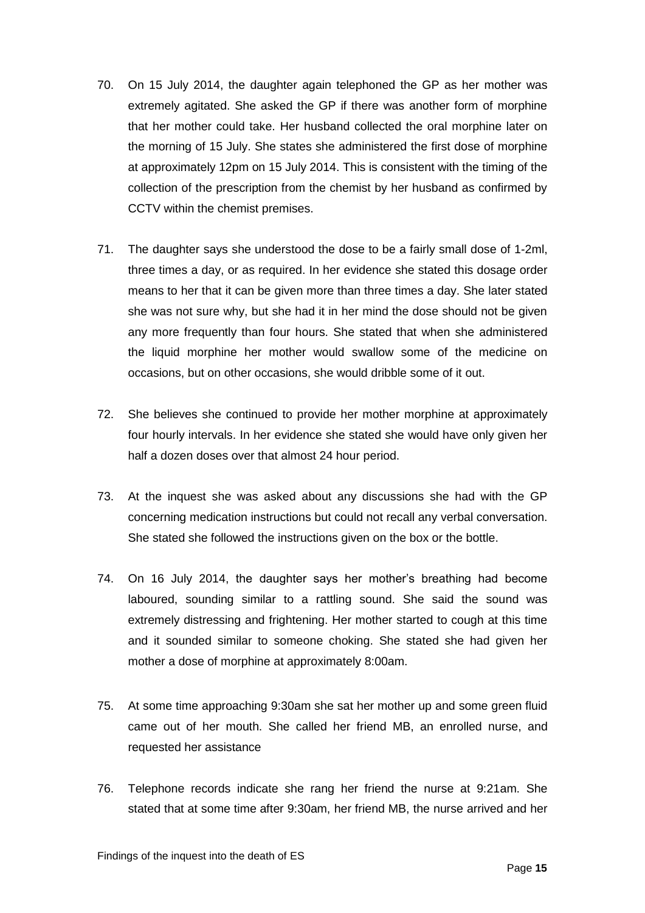70. On 15 July 2014, the daughter again telephoned the GP as her mother was extremely agitated. She asked the GP if there was another form of morphine that her mother could take. Her husband collected the oral morphine later on the morning of 15 July. She states she administered the first dose of morphine at approximately 12pm on 15 July 2014. This is consistent with the timing of the collection of the prescription from the chemist by her husband as confirmed by CCTV within the chemist premises.

71. The daughter says she understood the dose to be a fairly small dose of 1-2ml, three times a day, or as required. In her evidence she stated this dosage order means to her that it can be given more than three times a day. She later stated she was not sure why, but she had it in her mind the dose should not be given any more frequently than four hours. She stated that when she administered the liquid morphine her mother would swallow some of the medicine on occasions, but on other occasions, she would dribble some of it out.

72. She believes she continued to provide her mother morphine at approximately four hourly intervals. In her evidence she stated she would have only given her half a dozen doses over that almost 24 hour period.

73. At the inquest she was asked about any discussions she had with the GP concerning medication instructions but could not recall any verbal conversation. She stated she followed the instructions given on the box or the bottle.

74. On 16 July 2014, the daughter says her mother's breathing had become laboured, sounding similar to a rattling sound. She said the sound was extremely distressing and frightening. Her mother started to cough at this time and it sounded similar to someone choking. She stated she had given her mother a dose of morphine at approximately 8:00am.

75. At some time approaching 9:30am she sat her mother up and some green fluid came out of her mouth. She called her friend MB, an enrolled nurse, and requested her assistance

76. Telephone records indicate she rang her friend the nurse at 9:21am. She stated that at some time after 9:30am, her friend MB, the nurse arrived and her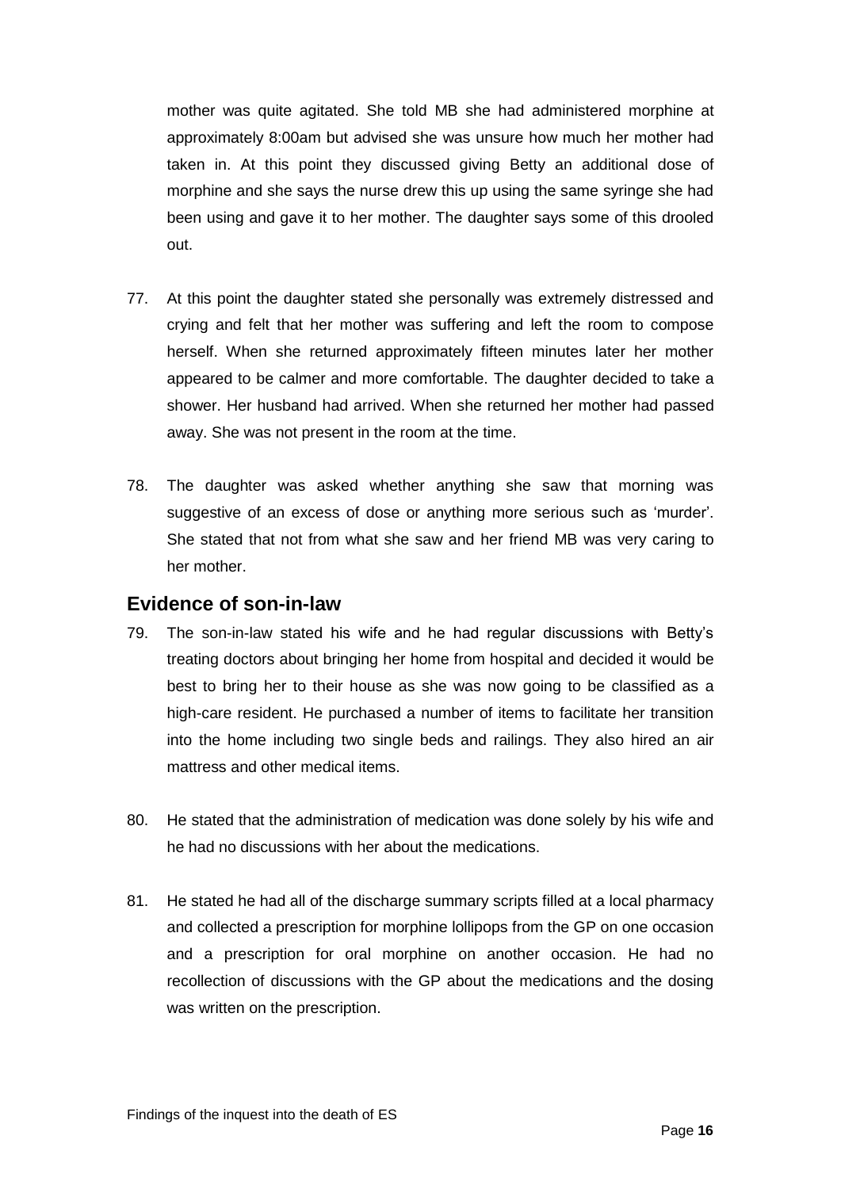mother was quite agitated. She told MB she had administered morphine at approximately 8:00am but advised she was unsure how much her mother had taken in. At this point they discussed giving Betty an additional dose of morphine and she says the nurse drew this up using the same syringe she had been using and gave it to her mother. The daughter says some of this drooled out.

77. At this point the daughter stated she personally was extremely distressed and crying and felt that her mother was suffering and left the room to compose herself. When she returned approximately fifteen minutes later her mother appeared to be calmer and more comfortable. The daughter decided to take a shower. Her husband had arrived. When she returned her mother had passed away. She was not present in the room at the time.

78. The daughter was asked whether anything she saw that morning was suggestive of an excess of dose or anything more serious such as 'murder'. She stated that not from what she saw and her friend MB was very caring to her mother.

## Evidence of son-in-law

79. The son-in-law stated his wife and he had regular discussions with Betty's treating doctors about bringing her home from hospital and decided it would be best to bring her to their house as she was now going to be classified as a high-care resident. He purchased a number of items to facilitate her transition into the home including two single beds and railings. They also hired an air mattress and other medical items.

80. He stated that the administration of medication was done solely by his wife and he had no discussions with her about the medications.

81. He stated he had all of the discharge summary scripts filled at a local pharmacy and collected a prescription for morphine lollipops from the GP on one occasion and a prescription for oral morphine on another occasion. He had no recollection of discussions with the GP about the medications and the dosing was written on the prescription.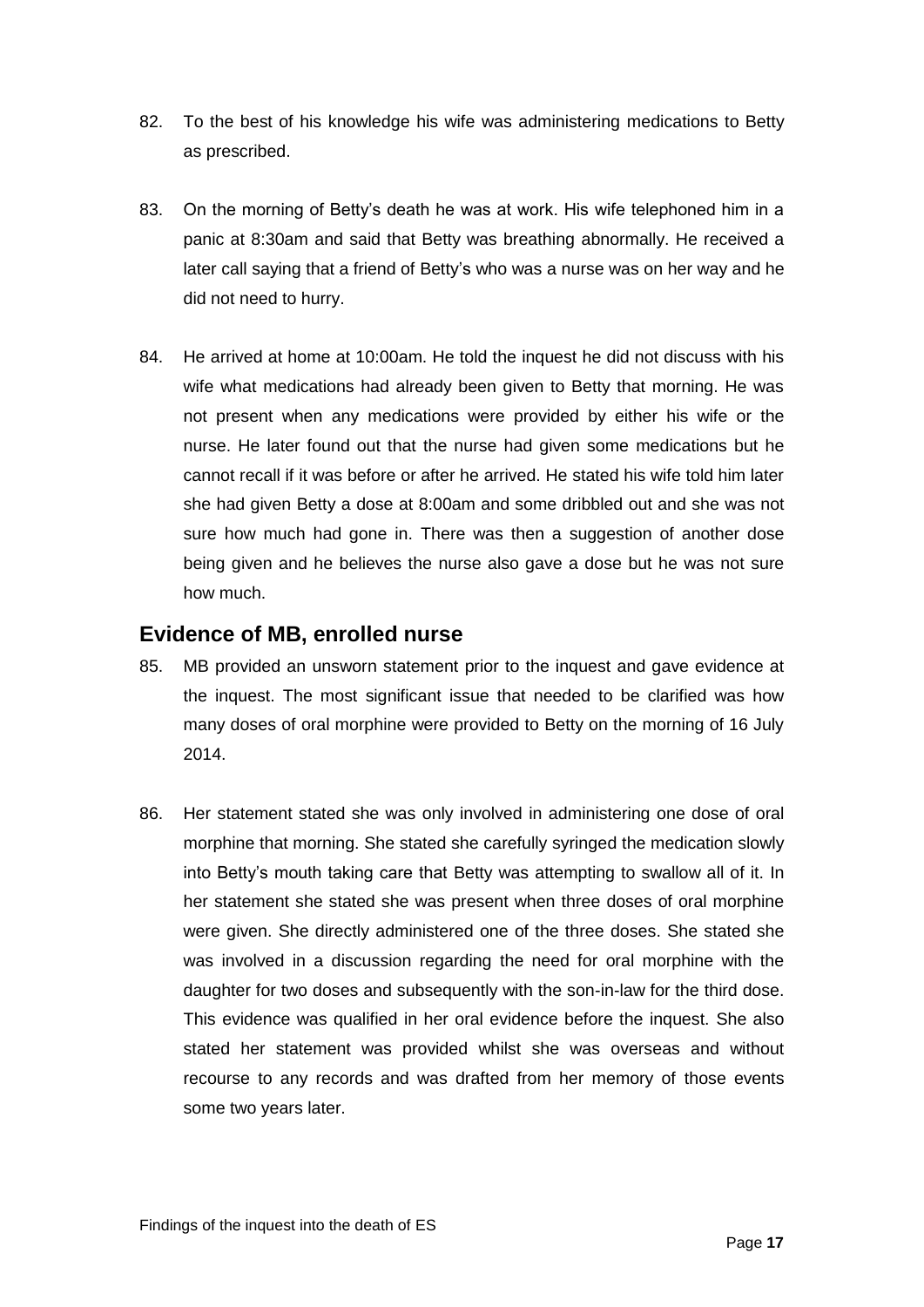82. To the best of his knowledge his wife was administering medications to Betty as prescribed.

83. On the morning of Betty's death he was at work. His wife telephoned him in a panic at 8:30am and said that Betty was breathing abnormally. He received a later call saying that a friend of Betty's who was a nurse was on her way and he did not need to hurry.

84. He arrived at home at 10:00am. He told the inquest he did not discuss with his wife what medications had already been given to Betty that morning. He was not present when any medications were provided by either his wife or the nurse. He later found out that the nurse had given some medications but he cannot recall if it was before or after he arrived. He stated his wife told him later she had given Betty a dose at 8:00am and some dribbled out and she was not sure how much had gone in. There was then a suggestion of another dose being given and he believes the nurse also gave a dose but he was not sure how much.

## Evidence of MB, enrolled nurse

85. MB provided an unsworn statement prior to the inquest and gave evidence at the inquest. The most significant issue that needed to be clarified was how many doses of oral morphine were provided to Betty on the morning of 16 July 2014.

86. Her statement stated she was only involved in administering one dose of oral morphine that morning. She stated she carefully syringed the medication slowly into Betty's mouth taking care that Betty was attempting to swallow all of it. In her statement she stated she was present when three doses of oral morphine were given. She directly administered one of the three doses. She stated she was involved in a discussion regarding the need for oral morphine with the daughter for two doses and subsequently with the son-in-law for the third dose. This evidence was qualified in her oral evidence before the inquest. She also stated her statement was provided whilst she was overseas and without recourse to any records and was drafted from her memory of those events some two years later.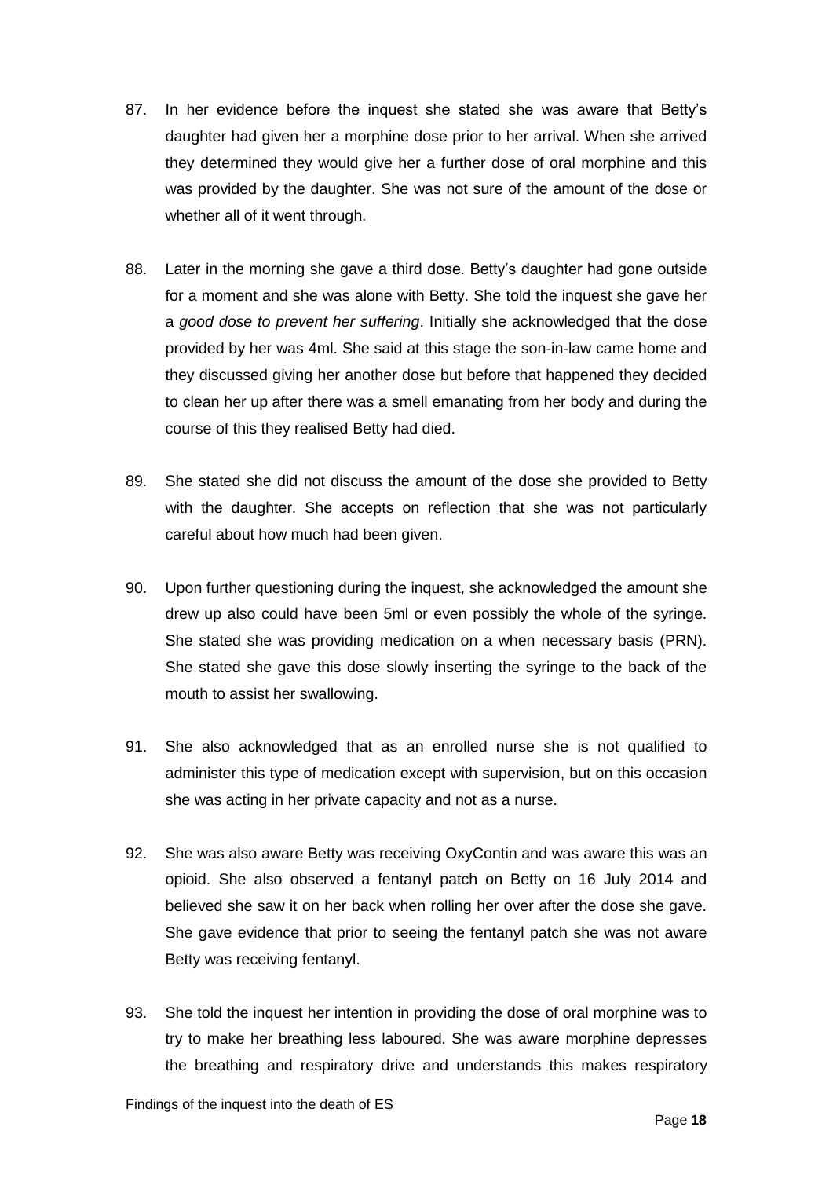87. In her evidence before the inquest she stated she was aware that Betty's daughter had given her a morphine dose prior to her arrival. When she arrived they determined they would give her a further dose of oral morphine and this was provided by the daughter. She was not sure of the amount of the dose or whether all of it went through.

88. Later in the morning she gave a third dose. Betty's daughter had gone outside for a moment and she was alone with Betty. She told the inquest she gave her a *good dose to prevent her suffering*. Initially she acknowledged that the dose provided by her was 4ml. She said at this stage the son-in-law came home and they discussed giving her another dose but before that happened they decided to clean her up after there was a smell emanating from her body and during the course of this they realised Betty had died.

89. She stated she did not discuss the amount of the dose she provided to Betty with the daughter. She accepts on reflection that she was not particularly careful about how much had been given.

90. Upon further questioning during the inquest, she acknowledged the amount she drew up also could have been 5ml or even possibly the whole of the syringe. She stated she was providing medication on a when necessary basis (PRN). She stated she gave this dose slowly inserting the syringe to the back of the mouth to assist her swallowing.

91. She also acknowledged that as an enrolled nurse she is not qualified to administer this type of medication except with supervision, but on this occasion she was acting in her private capacity and not as a nurse.

92. She was also aware Betty was receiving OxyContin and was aware this was an opioid. She also observed a fentanyl patch on Betty on 16 July 2014 and believed she saw it on her back when rolling her over after the dose she gave. She gave evidence that prior to seeing the fentanyl patch she was not aware Betty was receiving fentanyl.

93. She told the inquest her intention in providing the dose of oral morphine was to try to make her breathing less laboured. She was aware morphine depresses the breathing and respiratory drive and understands this makes respiratory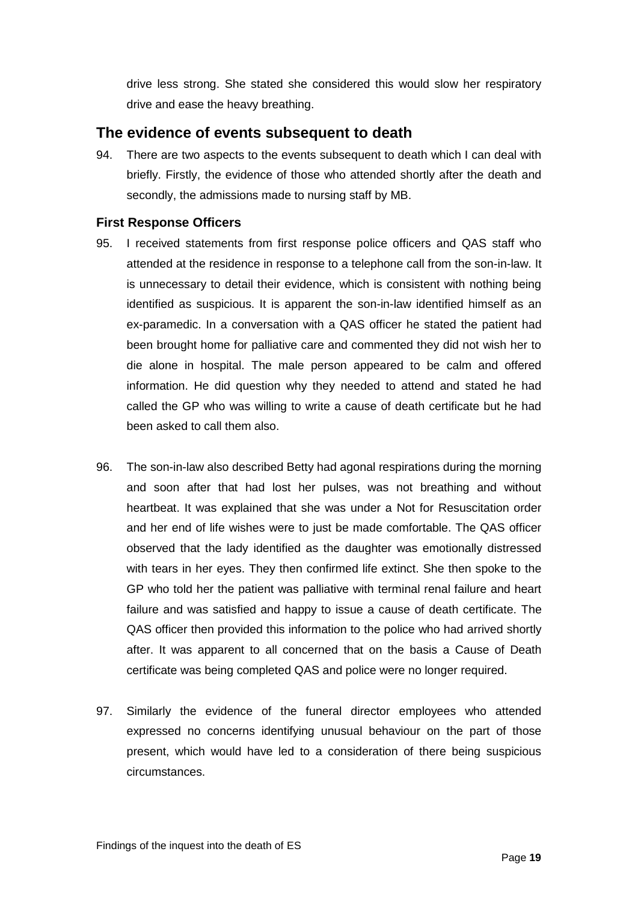drive less strong. She stated she considered this would slow her respiratory drive and ease the heavy breathing.

## The evidence of events subsequent to death

94. There are two aspects to the events subsequent to death which I can deal with briefly. Firstly, the evidence of those who attended shortly after the death and secondly, the admissions made to nursing staff by MB.

### First Response Officers

95. I received statements from first response police officers and QAS staff who attended at the residence in response to a telephone call from the son-in-law. It is unnecessary to detail their evidence, which is consistent with nothing being identified as suspicious. It is apparent the son-in-law identified himself as an ex-paramedic. In a conversation with a QAS officer he stated the patient had been brought home for palliative care and commented they did not wish her to die alone in hospital. The male person appeared to be calm and offered information. He did question why they needed to attend and stated he had called the GP who was willing to write a cause of death certificate but he had been asked to call them also.

96. The son-in-law also described Betty had agonal respirations during the morning and soon after that had lost her pulses, was not breathing and without heartbeat. It was explained that she was under a Not for Resuscitation order and her end of life wishes were to just be made comfortable. The QAS officer observed that the lady identified as the daughter was emotionally distressed with tears in her eyes. They then confirmed life extinct. She then spoke to the GP who told her the patient was palliative with terminal renal failure and heart failure and was satisfied and happy to issue a cause of death certificate. The QAS officer then provided this information to the police who had arrived shortly after. It was apparent to all concerned that on the basis a Cause of Death certificate was being completed QAS and police were no longer required.

97. Similarly the evidence of the funeral director employees who attended expressed no concerns identifying unusual behaviour on the part of those present, which would have led to a consideration of there being suspicious circumstances.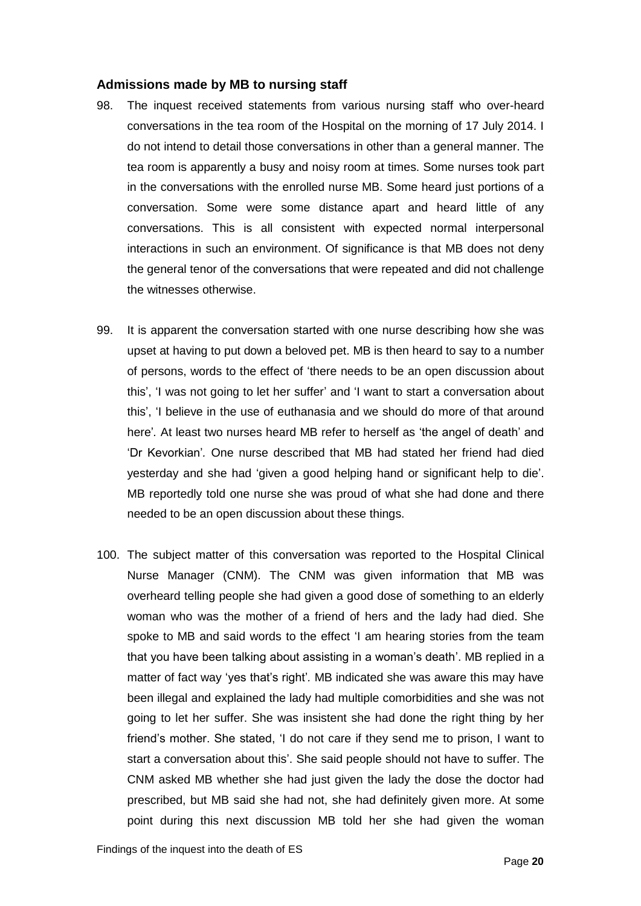### Admissions made by MB to nursing staff

98. The inquest received statements from various nursing staff who over-heard conversations in the tea room of the Hospital on the morning of 17 July 2014. I do not intend to detail those conversations in other than a general manner. The tea room is apparently a busy and noisy room at times. Some nurses took part in the conversations with the enrolled nurse MB. Some heard just portions of a conversation. Some were some distance apart and heard little of any conversations. This is all consistent with expected normal interpersonal interactions in such an environment. Of significance is that MB does not deny the general tenor of the conversations that were repeated and did not challenge the witnesses otherwise.

99. It is apparent the conversation started with one nurse describing how she was upset at having to put down a beloved pet. MB is then heard to say to a number of persons, words to the effect of 'there needs to be an open discussion about this', 'I was not going to let her suffer' and 'I want to start a conversation about this', 'I believe in the use of euthanasia and we should do more of that around here'. At least two nurses heard MB refer to herself as 'the angel of death' and 'Dr Kevorkian'. One nurse described that MB had stated her friend had died yesterday and she had 'given a good helping hand or significant help to die'. MB reportedly told one nurse she was proud of what she had done and there needed to be an open discussion about these things.

100. The subject matter of this conversation was reported to the Hospital Clinical Nurse Manager (CNM). The CNM was given information that MB was overheard telling people she had given a good dose of something to an elderly woman who was the mother of a friend of hers and the lady had died. She spoke to MB and said words to the effect 'I am hearing stories from the team that you have been talking about assisting in a woman's death'. MB replied in a matter of fact way 'yes that's right'. MB indicated she was aware this may have been illegal and explained the lady had multiple comorbidities and she was not going to let her suffer. She was insistent she had done the right thing by her friend's mother. She stated, 'I do not care if they send me to prison, I want to start a conversation about this'. She said people should not have to suffer. The CNM asked MB whether she had just given the lady the dose the doctor had prescribed, but MB said she had not, she had definitely given more. At some point during this next discussion MB told her she had given the woman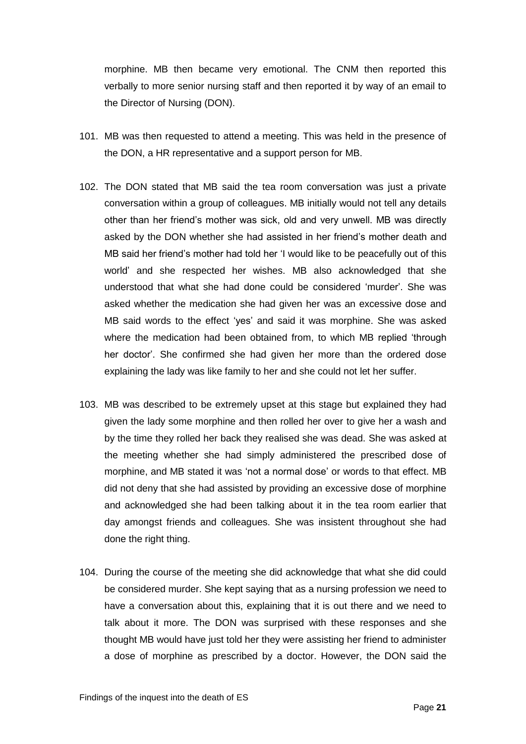morphine. MB then became very emotional. The CNM then reported this verbally to more senior nursing staff and then reported it by way of an email to the Director of Nursing (DON).

101. MB was then requested to attend a meeting. This was held in the presence of the DON, a HR representative and a support person for MB.

102. The DON stated that MB said the tea room conversation was just a private conversation within a group of colleagues. MB initially would not tell any details other than her friend's mother was sick, old and very unwell. MB was directly asked by the DON whether she had assisted in her friend's mother death and MB said her friend's mother had told her 'I would like to be peacefully out of this world' and she respected her wishes. MB also acknowledged that she understood that what she had done could be considered 'murder'. She was asked whether the medication she had given her was an excessive dose and MB said words to the effect 'yes' and said it was morphine. She was asked where the medication had been obtained from, to which MB replied 'through her doctor'. She confirmed she had given her more than the ordered dose explaining the lady was like family to her and she could not let her suffer.

103. MB was described to be extremely upset at this stage but explained they had given the lady some morphine and then rolled her over to give her a wash and by the time they rolled her back they realised she was dead. She was asked at the meeting whether she had simply administered the prescribed dose of morphine, and MB stated it was 'not a normal dose' or words to that effect. MB did not deny that she had assisted by providing an excessive dose of morphine and acknowledged she had been talking about it in the tea room earlier that day amongst friends and colleagues. She was insistent throughout she had done the right thing.

104. During the course of the meeting she did acknowledge that what she did could be considered murder. She kept saying that as a nursing profession we need to have a conversation about this, explaining that it is out there and we need to talk about it more. The DON was surprised with these responses and she thought MB would have just told her they were assisting her friend to administer a dose of morphine as prescribed by a doctor. However, the DON said the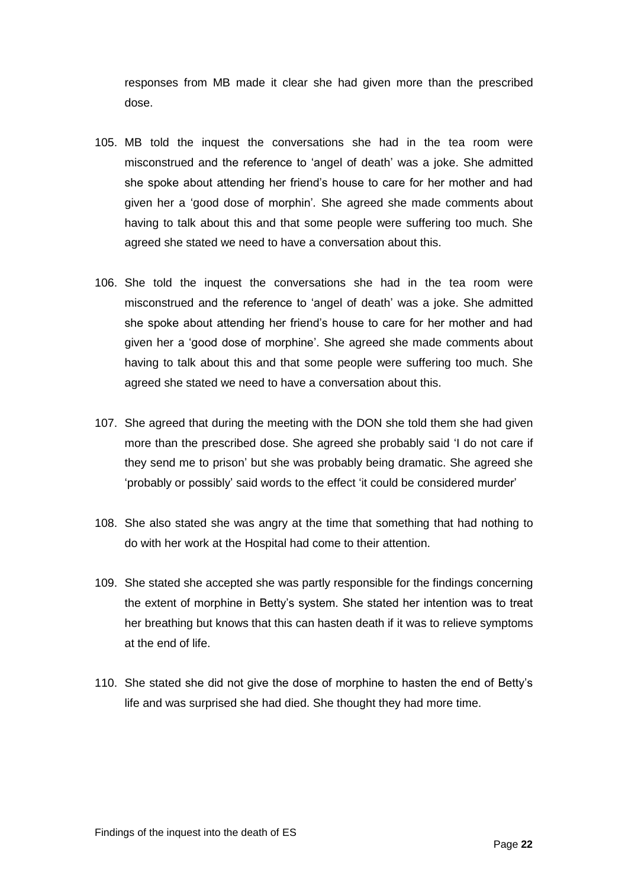responses from MB made it clear she had given more than the prescribed dose.

105. MB told the inquest the conversations she had in the tea room were misconstrued and the reference to 'angel of death' was a joke. She admitted she spoke about attending her friend's house to care for her mother and had given her a 'good dose of morphin'. She agreed she made comments about having to talk about this and that some people were suffering too much. She agreed she stated we need to have a conversation about this.

106. She told the inquest the conversations she had in the tea room were misconstrued and the reference to 'angel of death' was a joke. She admitted she spoke about attending her friend's house to care for her mother and had given her a 'good dose of morphine'. She agreed she made comments about having to talk about this and that some people were suffering too much. She agreed she stated we need to have a conversation about this.

107. She agreed that during the meeting with the DON she told them she had given more than the prescribed dose. She agreed she probably said 'I do not care if they send me to prison' but she was probably being dramatic. She agreed she 'probably or possibly' said words to the effect 'it could be considered murder'

108. She also stated she was angry at the time that something that had nothing to do with her work at the Hospital had come to their attention.

109. She stated she accepted she was partly responsible for the findings concerning the extent of morphine in Betty's system. She stated her intention was to treat her breathing but knows that this can hasten death if it was to relieve symptoms at the end of life.

110. She stated she did not give the dose of morphine to hasten the end of Betty's life and was surprised she had died. She thought they had more time.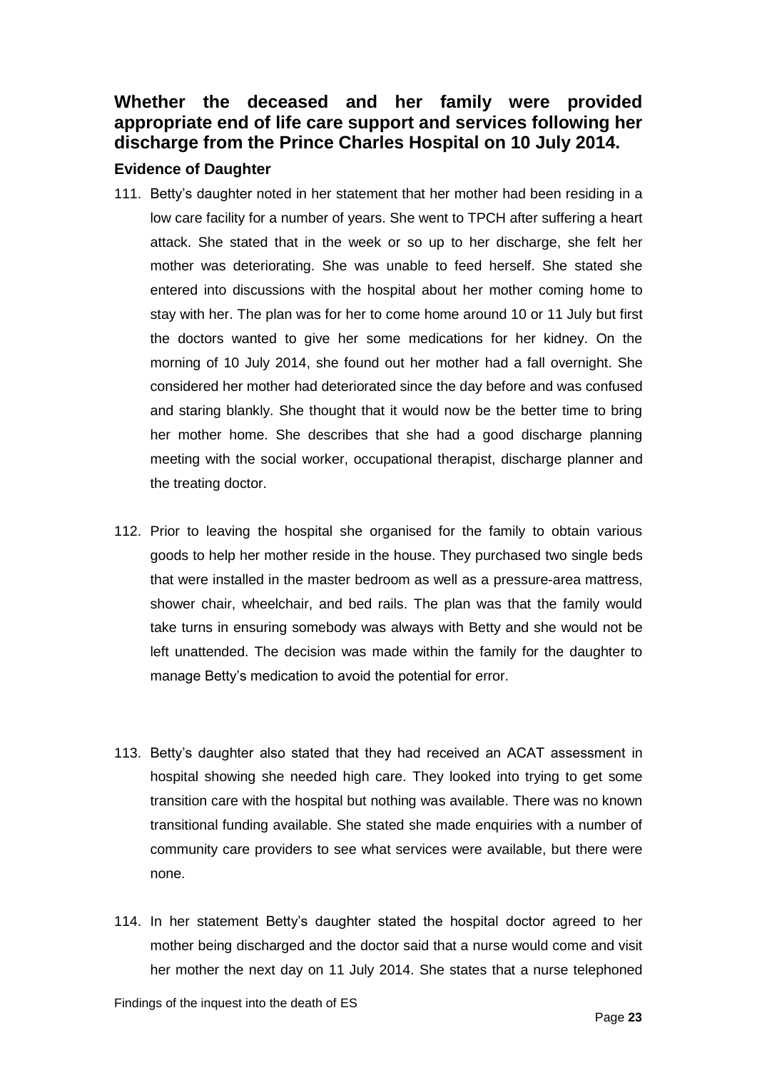## Whether the deceased and her family were provided appropriate end of life care support and services following her discharge from the Prince Charles Hospital on 10 July 2014.

### Evidence of Daughter

111. Betty's daughter noted in her statement that her mother had been residing in a low care facility for a number of years. She went to TPCH after suffering a heart attack. She stated that in the week or so up to her discharge, she felt her mother was deteriorating. She was unable to feed herself. She stated she entered into discussions with the hospital about her mother coming home to stay with her. The plan was for her to come home around 10 or 11 July but first the doctors wanted to give her some medications for her kidney. On the morning of 10 July 2014, she found out her mother had a fall overnight. She considered her mother had deteriorated since the day before and was confused and staring blankly. She thought that it would now be the better time to bring her mother home. She describes that she had a good discharge planning meeting with the social worker, occupational therapist, discharge planner and the treating doctor.

112. Prior to leaving the hospital she organised for the family to obtain various goods to help her mother reside in the house. They purchased two single beds that were installed in the master bedroom as well as a pressure-area mattress, shower chair, wheelchair, and bed rails. The plan was that the family would take turns in ensuring somebody was always with Betty and she would not be left unattended. The decision was made within the family for the daughter to manage Betty's medication to avoid the potential for error.

113. Betty's daughter also stated that they had received an ACAT assessment in hospital showing she needed high care. They looked into trying to get some transition care with the hospital but nothing was available. There was no known transitional funding available. She stated she made enquiries with a number of community care providers to see what services were available, but there were none.

114. In her statement Betty's daughter stated the hospital doctor agreed to her mother being discharged and the doctor said that a nurse would come and visit her mother the next day on 11 July 2014. She states that a nurse telephoned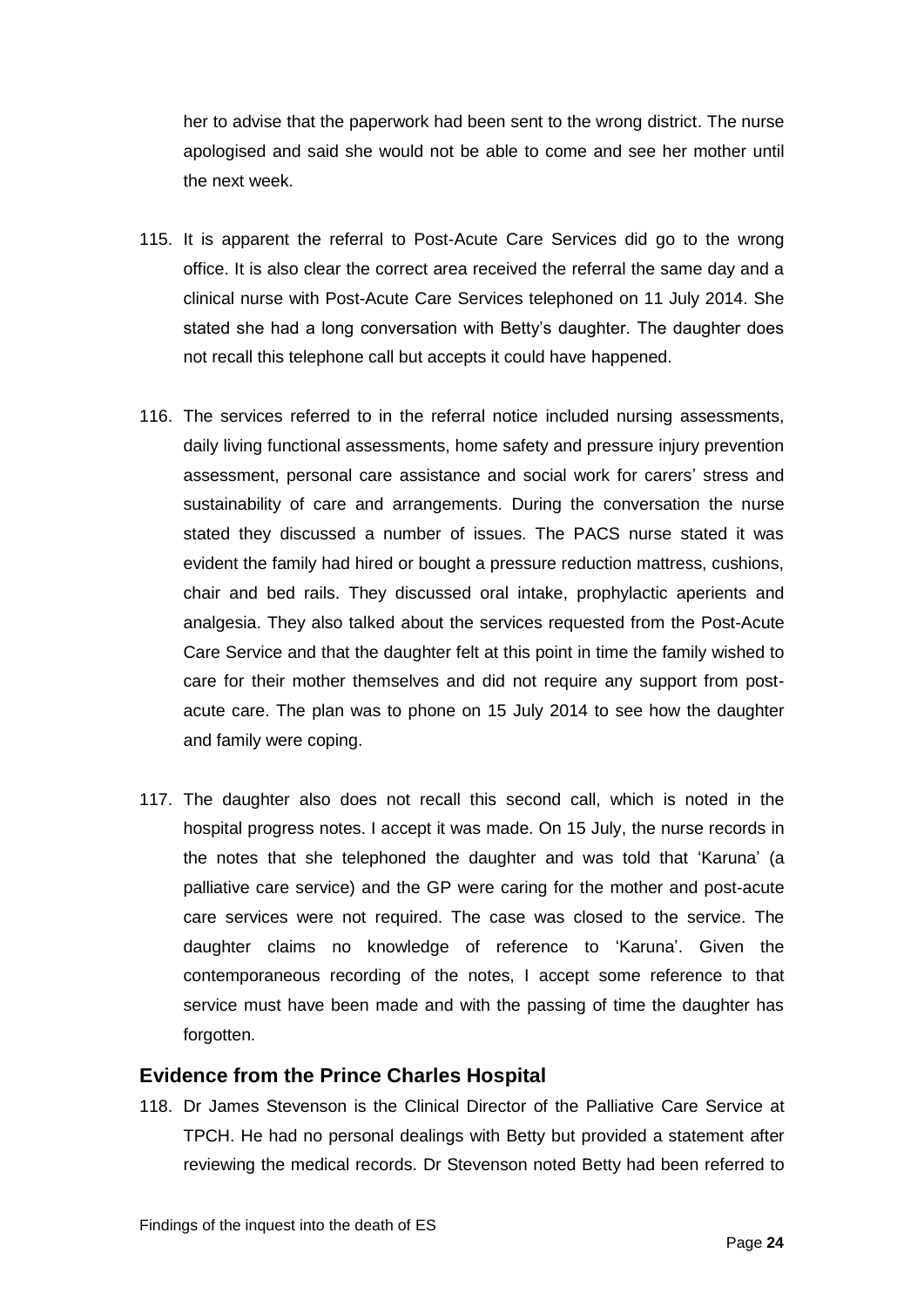her to advise that the paperwork had been sent to the wrong district. The nurse apologised and said she would not be able to come and see her mother until the next week.

115. It is apparent the referral to Post-Acute Care Services did go to the wrong office. It is also clear the correct area received the referral the same day and a clinical nurse with Post-Acute Care Services telephoned on 11 July 2014. She stated she had a long conversation with Betty's daughter. The daughter does not recall this telephone call but accepts it could have happened.

116. The services referred to in the referral notice included nursing assessments, daily living functional assessments, home safety and pressure injury prevention assessment, personal care assistance and social work for carers' stress and sustainability of care and arrangements. During the conversation the nurse stated they discussed a number of issues. The PACS nurse stated it was evident the family had hired or bought a pressure reduction mattress, cushions, chair and bed rails. They discussed oral intake, prophylactic aperients and analgesia. They also talked about the services requested from the Post-Acute Care Service and that the daughter felt at this point in time the family wished to care for their mother themselves and did not require any support from post-acute care. The plan was to phone on 15 July 2014 to see how the daughter and family were coping.

117. The daughter also does not recall this second call, which is noted in the hospital progress notes. I accept it was made. On 15 July, the nurse records in the notes that she telephoned the daughter and was told that 'Karuna' (a palliative care service) and the GP were caring for the mother and post-acute care services were not required. The case was closed to the service. The daughter claims no knowledge of reference to 'Karuna'. Given the contemporaneous recording of the notes, I accept some reference to that service must have been made and with the passing of time the daughter has forgotten.

## Evidence from the Prince Charles Hospital

118. Dr James Stevenson is the Clinical Director of the Palliative Care Service at TPCH. He had no personal dealings with Betty but provided a statement after reviewing the medical records. Dr Stevenson noted Betty had been referred to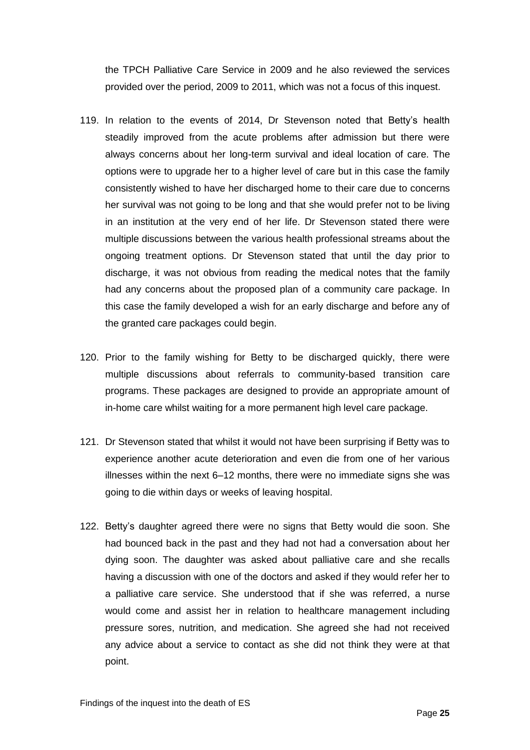the TPCH Palliative Care Service in 2009 and he also reviewed the services provided over the period, 2009 to 2011, which was not a focus of this inquest.

119. In relation to the events of 2014, Dr Stevenson noted that Betty's health steadily improved from the acute problems after admission but there were always concerns about her long-term survival and ideal location of care. The options were to upgrade her to a higher level of care but in this case the family consistently wished to have her discharged home to their care due to concerns her survival was not going to be long and that she would prefer not to be living in an institution at the very end of her life. Dr Stevenson stated there were multiple discussions between the various health professional streams about the ongoing treatment options. Dr Stevenson stated that until the day prior to discharge, it was not obvious from reading the medical notes that the family had any concerns about the proposed plan of a community care package. In this case the family developed a wish for an early discharge and before any of the granted care packages could begin.

120. Prior to the family wishing for Betty to be discharged quickly, there were multiple discussions about referrals to community-based transition care programs. These packages are designed to provide an appropriate amount of in-home care whilst waiting for a more permanent high level care package.

121. Dr Stevenson stated that whilst it would not have been surprising if Betty was to experience another acute deterioration and even die from one of her various illnesses within the next 6–12 months, there were no immediate signs she was going to die within days or weeks of leaving hospital.

122. Betty's daughter agreed there were no signs that Betty would die soon. She had bounced back in the past and they had not had a conversation about her dying soon. The daughter was asked about palliative care and she recalls having a discussion with one of the doctors and asked if they would refer her to a palliative care service. She understood that if she was referred, a nurse would come and assist her in relation to healthcare management including pressure sores, nutrition, and medication. She agreed she had not received any advice about a service to contact as she did not think they were at that point.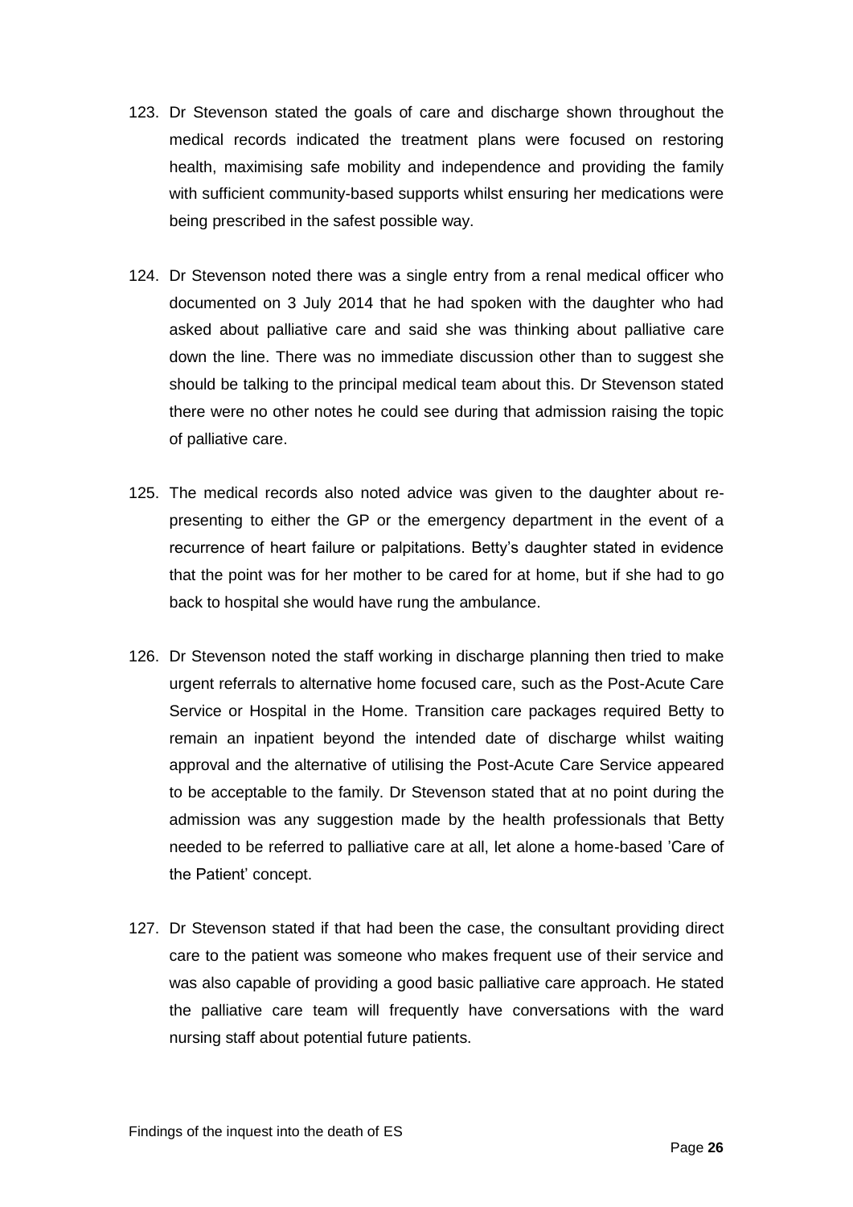123. Dr Stevenson stated the goals of care and discharge shown throughout the medical records indicated the treatment plans were focused on restoring health, maximising safe mobility and independence and providing the family with sufficient community-based supports whilst ensuring her medications were being prescribed in the safest possible way.

124. Dr Stevenson noted there was a single entry from a renal medical officer who documented on 3 July 2014 that he had spoken with the daughter who had asked about palliative care and said she was thinking about palliative care down the line. There was no immediate discussion other than to suggest she should be talking to the principal medical team about this. Dr Stevenson stated there were no other notes he could see during that admission raising the topic of palliative care.

125. The medical records also noted advice was given to the daughter about re-presenting to either the GP or the emergency department in the event of a recurrence of heart failure or palpitations. Betty's daughter stated in evidence that the point was for her mother to be cared for at home, but if she had to go back to hospital she would have rung the ambulance.

126. Dr Stevenson noted the staff working in discharge planning then tried to make urgent referrals to alternative home focused care, such as the Post-Acute Care Service or Hospital in the Home. Transition care packages required Betty to remain an inpatient beyond the intended date of discharge whilst waiting approval and the alternative of utilising the Post-Acute Care Service appeared to be acceptable to the family. Dr Stevenson stated that at no point during the admission was any suggestion made by the health professionals that Betty needed to be referred to palliative care at all, let alone a home-based 'Care of the Patient' concept.

127. Dr Stevenson stated if that had been the case, the consultant providing direct care to the patient was someone who makes frequent use of their service and was also capable of providing a good basic palliative care approach. He stated the palliative care team will frequently have conversations with the ward nursing staff about potential future patients.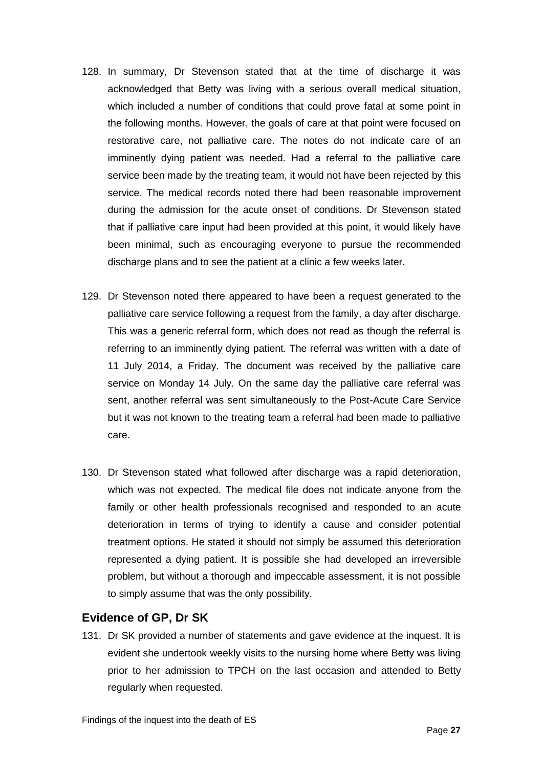128. In summary, Dr Stevenson stated that at the time of discharge it was acknowledged that Betty was living with a serious overall medical situation, which included a number of conditions that could prove fatal at some point in the following months. However, the goals of care at that point were focused on restorative care, not palliative care. The notes do not indicate care of an imminently dying patient was needed. Had a referral to the palliative care service been made by the treating team, it would not have been rejected by this service. The medical records noted there had been reasonable improvement during the admission for the acute onset of conditions. Dr Stevenson stated that if palliative care input had been provided at this point, it would likely have been minimal, such as encouraging everyone to pursue the recommended discharge plans and to see the patient at a clinic a few weeks later.

129. Dr Stevenson noted there appeared to have been a request generated to the palliative care service following a request from the family, a day after discharge. This was a generic referral form, which does not read as though the referral is referring to an imminently dying patient. The referral was written with a date of 11 July 2014, a Friday. The document was received by the palliative care service on Monday 14 July. On the same day the palliative care referral was sent, another referral was sent simultaneously to the Post-Acute Care Service but it was not known to the treating team a referral had been made to palliative care.

130. Dr Stevenson stated what followed after discharge was a rapid deterioration, which was not expected. The medical file does not indicate anyone from the family or other health professionals recognised and responded to an acute deterioration in terms of trying to identify a cause and consider potential treatment options. He stated it should not simply be assumed this deterioration represented a dying patient. It is possible she had developed an irreversible problem, but without a thorough and impeccable assessment, it is not possible to simply assume that was the only possibility.

## Evidence of GP, Dr SK

131. Dr SK provided a number of statements and gave evidence at the inquest. It is evident she undertook weekly visits to the nursing home where Betty was living prior to her admission to TPCH on the last occasion and attended to Betty regularly when requested.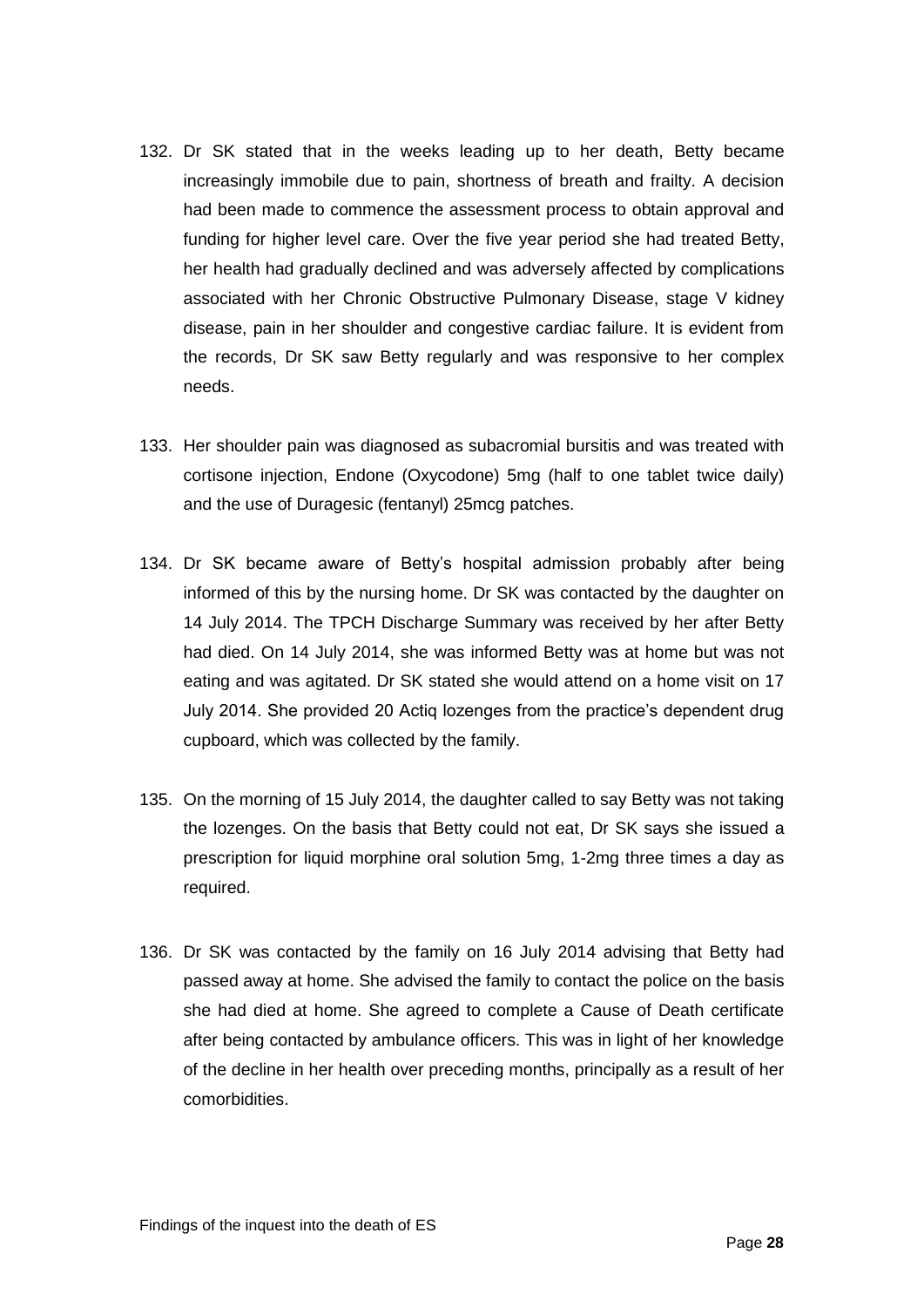132. Dr SK stated that in the weeks leading up to her death, Betty became increasingly immobile due to pain, shortness of breath and frailty. A decision had been made to commence the assessment process to obtain approval and funding for higher level care. Over the five year period she had treated Betty, her health had gradually declined and was adversely affected by complications associated with her Chronic Obstructive Pulmonary Disease, stage V kidney disease, pain in her shoulder and congestive cardiac failure. It is evident from the records, Dr SK saw Betty regularly and was responsive to her complex needs.

133. Her shoulder pain was diagnosed as subacromial bursitis and was treated with cortisone injection, Endone (Oxycodone) 5mg (half to one tablet twice daily) and the use of Duragesic (fentanyl) 25mcg patches.

134. Dr SK became aware of Betty's hospital admission probably after being informed of this by the nursing home. Dr SK was contacted by the daughter on 14 July 2014. The TPCH Discharge Summary was received by her after Betty had died. On 14 July 2014, she was informed Betty was at home but was not eating and was agitated. Dr SK stated she would attend on a home visit on 17 July 2014. She provided 20 Actiq lozenges from the practice's dependent drug cupboard, which was collected by the family.

135. On the morning of 15 July 2014, the daughter called to say Betty was not taking the lozenges. On the basis that Betty could not eat, Dr SK says she issued a prescription for liquid morphine oral solution 5mg, 1-2mg three times a day as required.

136. Dr SK was contacted by the family on 16 July 2014 advising that Betty had passed away at home. She advised the family to contact the police on the basis she had died at home. She agreed to complete a Cause of Death certificate after being contacted by ambulance officers. This was in light of her knowledge of the decline in her health over preceding months, principally as a result of her comorbidities.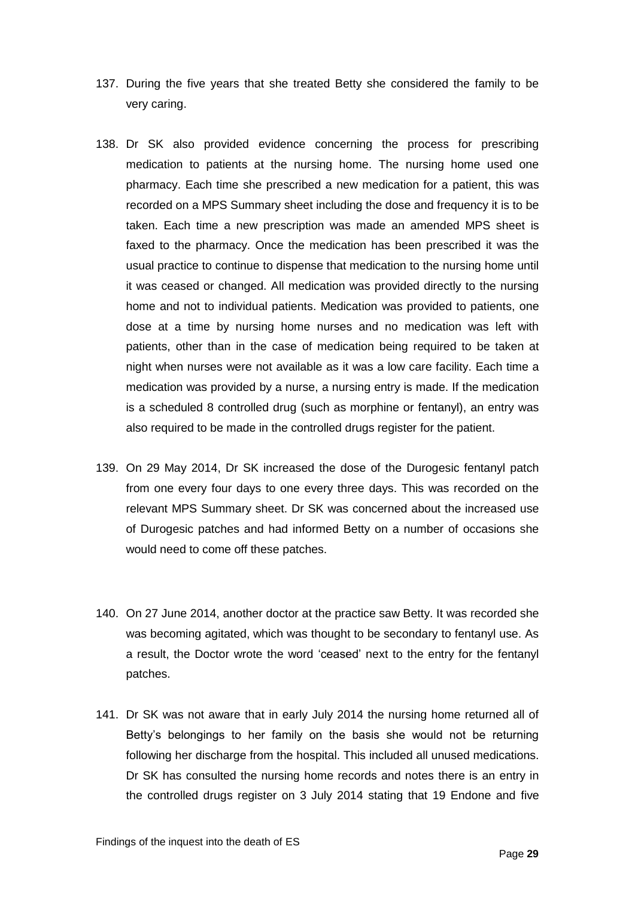137. During the five years that she treated Betty she considered the family to be very caring.

138. Dr SK also provided evidence concerning the process for prescribing medication to patients at the nursing home. The nursing home used one pharmacy. Each time she prescribed a new medication for a patient, this was recorded on a MPS Summary sheet including the dose and frequency it is to be taken. Each time a new prescription was made an amended MPS sheet is faxed to the pharmacy. Once the medication has been prescribed it was the usual practice to continue to dispense that medication to the nursing home until it was ceased or changed. All medication was provided directly to the nursing home and not to individual patients. Medication was provided to patients, one dose at a time by nursing home nurses and no medication was left with patients, other than in the case of medication being required to be taken at night when nurses were not available as it was a low care facility. Each time a medication was provided by a nurse, a nursing entry is made. If the medication is a scheduled 8 controlled drug (such as morphine or fentanyl), an entry was also required to be made in the controlled drugs register for the patient.

139. On 29 May 2014, Dr SK increased the dose of the Durogesic fentanyl patch from one every four days to one every three days. This was recorded on the relevant MPS Summary sheet. Dr SK was concerned about the increased use of Durogesic patches and had informed Betty on a number of occasions she would need to come off these patches.

140. On 27 June 2014, another doctor at the practice saw Betty. It was recorded she was becoming agitated, which was thought to be secondary to fentanyl use. As a result, the Doctor wrote the word 'ceased' next to the entry for the fentanyl patches.

141. Dr SK was not aware that in early July 2014 the nursing home returned all of Betty's belongings to her family on the basis she would not be returning following her discharge from the hospital. This included all unused medications. Dr SK has consulted the nursing home records and notes there is an entry in the controlled drugs register on 3 July 2014 stating that 19 Endone and five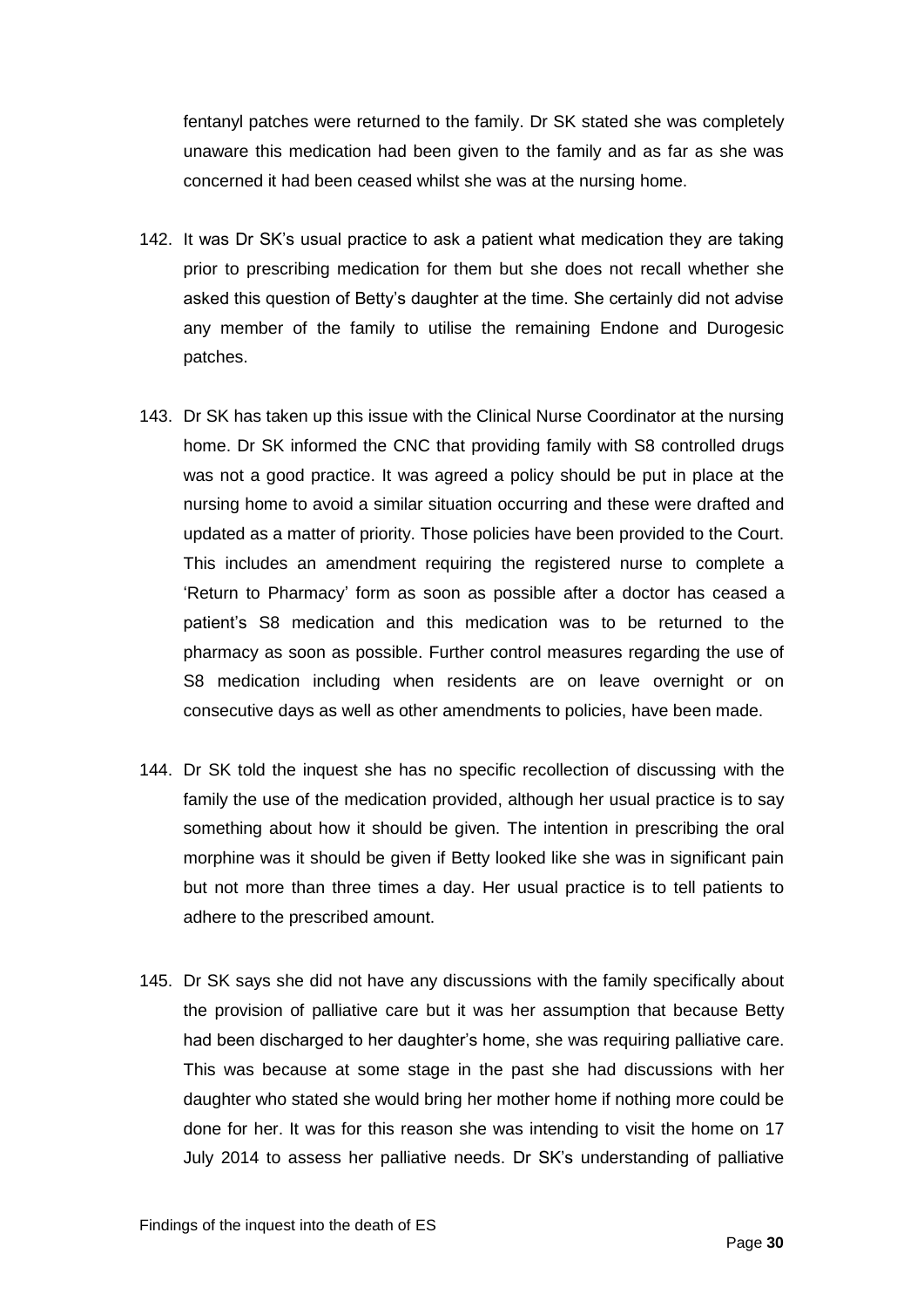fentanyl patches were returned to the family. Dr SK stated she was completely unaware this medication had been given to the family and as far as she was concerned it had been ceased whilst she was at the nursing home.

142. It was Dr SK's usual practice to ask a patient what medication they are taking prior to prescribing medication for them but she does not recall whether she asked this question of Betty's daughter at the time. She certainly did not advise any member of the family to utilise the remaining Endone and Durogesic patches.

143. Dr SK has taken up this issue with the Clinical Nurse Coordinator at the nursing home. Dr SK informed the CNC that providing family with S8 controlled drugs was not a good practice. It was agreed a policy should be put in place at the nursing home to avoid a similar situation occurring and these were drafted and updated as a matter of priority. Those policies have been provided to the Court. This includes an amendment requiring the registered nurse to complete a 'Return to Pharmacy' form as soon as possible after a doctor has ceased a patient's S8 medication and this medication was to be returned to the pharmacy as soon as possible. Further control measures regarding the use of S8 medication including when residents are on leave overnight or on consecutive days as well as other amendments to policies, have been made.

144. Dr SK told the inquest she has no specific recollection of discussing with the family the use of the medication provided, although her usual practice is to say something about how it should be given. The intention in prescribing the oral morphine was it should be given if Betty looked like she was in significant pain but not more than three times a day. Her usual practice is to tell patients to adhere to the prescribed amount.

145. Dr SK says she did not have any discussions with the family specifically about the provision of palliative care but it was her assumption that because Betty had been discharged to her daughter's home, she was requiring palliative care. This was because at some stage in the past she had discussions with her daughter who stated she would bring her mother home if nothing more could be done for her. It was for this reason she was intending to visit the home on 17 July 2014 to assess her palliative needs. Dr SK's understanding of palliative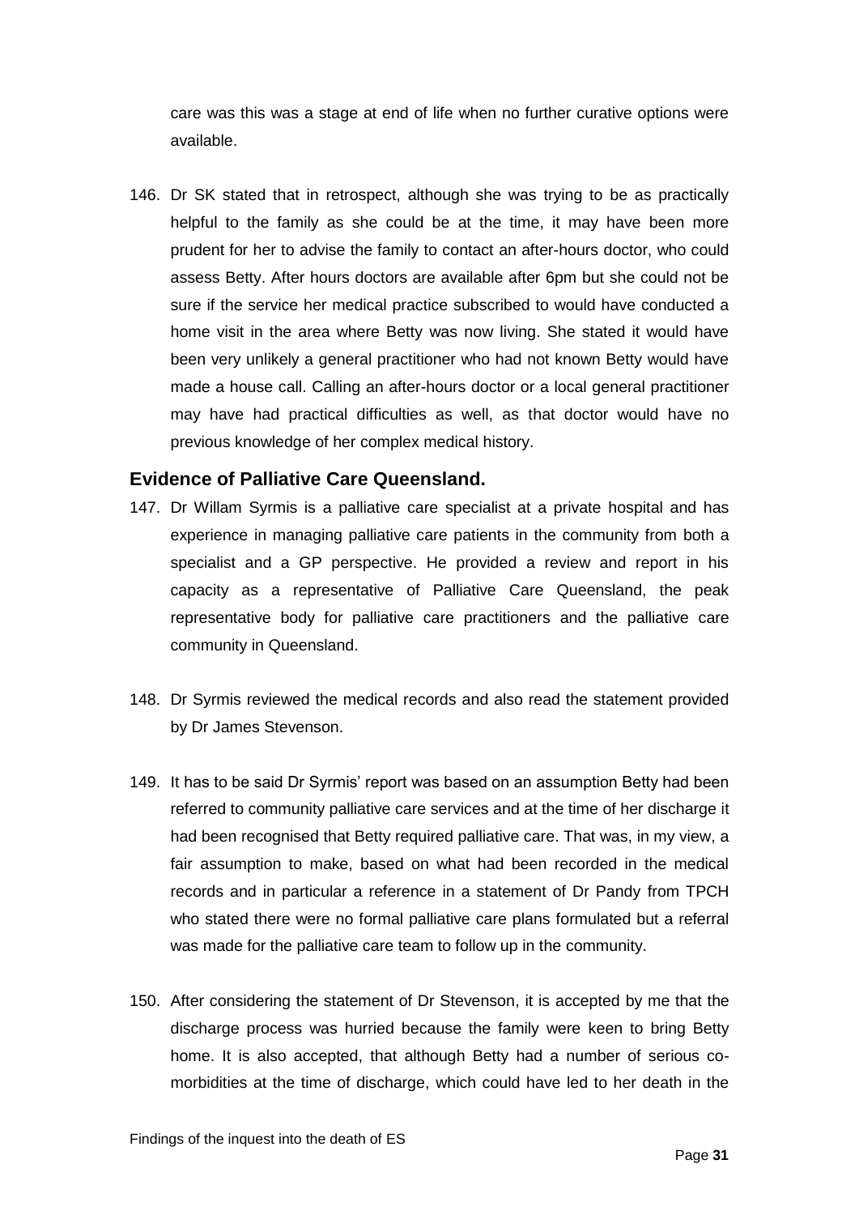care was this was a stage at end of life when no further curative options were available.

146. Dr SK stated that in retrospect, although she was trying to be as practically helpful to the family as she could be at the time, it may have been more prudent for her to advise the family to contact an after-hours doctor, who could assess Betty. After hours doctors are available after 6pm but she could not be sure if the service her medical practice subscribed to would have conducted a home visit in the area where Betty was now living. She stated it would have been very unlikely a general practitioner who had not known Betty would have made a house call. Calling an after-hours doctor or a local general practitioner may have had practical difficulties as well, as that doctor would have no previous knowledge of her complex medical history.

## Evidence of Palliative Care Queensland.

147. Dr Willam Syrmis is a palliative care specialist at a private hospital and has experience in managing palliative care patients in the community from both a specialist and a GP perspective. He provided a review and report in his capacity as a representative of Palliative Care Queensland, the peak representative body for palliative care practitioners and the palliative care community in Queensland.

148. Dr Syrmis reviewed the medical records and also read the statement provided by Dr James Stevenson.

149. It has to be said Dr Syrmis' report was based on an assumption Betty had been referred to community palliative care services and at the time of her discharge it had been recognised that Betty required palliative care. That was, in my view, a fair assumption to make, based on what had been recorded in the medical records and in particular a reference in a statement of Dr Pandy from TPCH who stated there were no formal palliative care plans formulated but a referral was made for the palliative care team to follow up in the community.

150. After considering the statement of Dr Stevenson, it is accepted by me that the discharge process was hurried because the family were keen to bring Betty home. It is also accepted, that although Betty had a number of serious co-morbidities at the time of discharge, which could have led to her death in the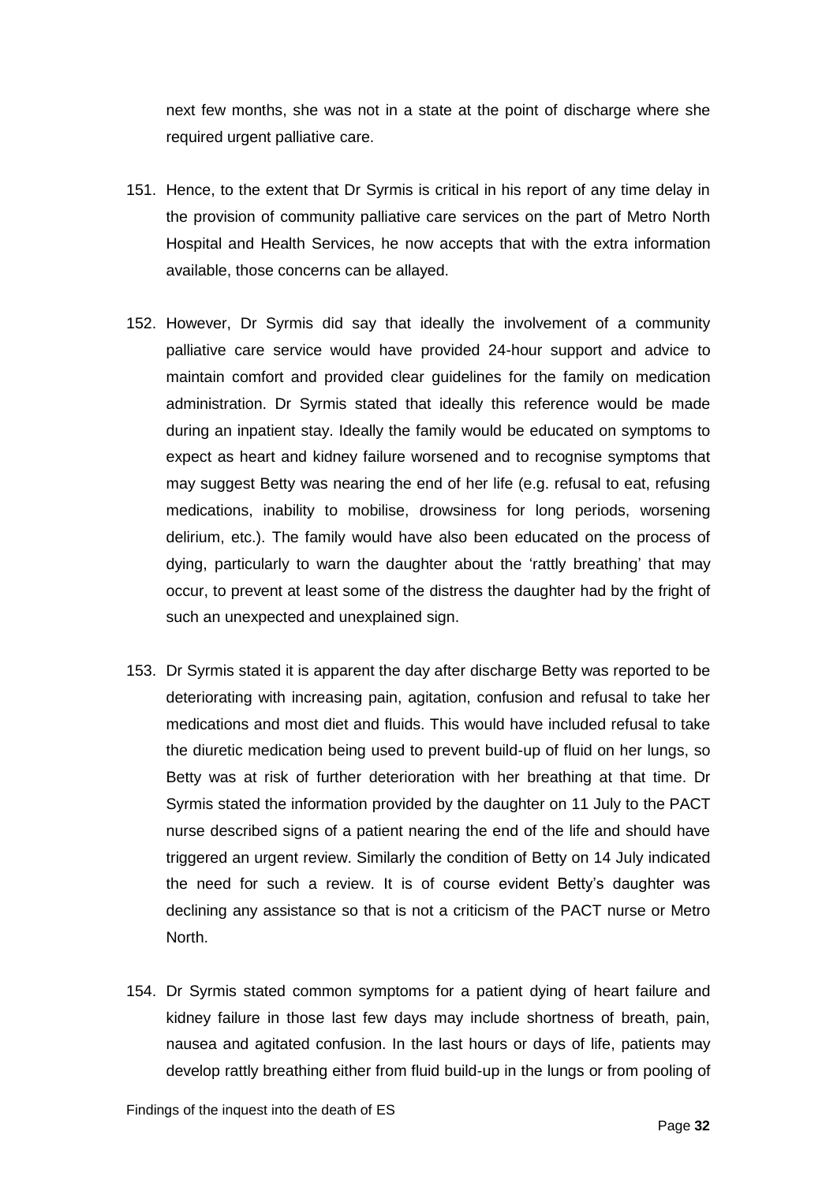next few months, she was not in a state at the point of discharge where she required urgent palliative care.

151. Hence, to the extent that Dr Syrmis is critical in his report of any time delay in the provision of community palliative care services on the part of Metro North Hospital and Health Services, he now accepts that with the extra information available, those concerns can be allayed.

152. However, Dr Syrmis did say that ideally the involvement of a community palliative care service would have provided 24-hour support and advice to maintain comfort and provided clear guidelines for the family on medication administration. Dr Syrmis stated that ideally this reference would be made during an inpatient stay. Ideally the family would be educated on symptoms to expect as heart and kidney failure worsened and to recognise symptoms that may suggest Betty was nearing the end of her life (e.g. refusal to eat, refusing medications, inability to mobilise, drowsiness for long periods, worsening delirium, etc.). The family would have also been educated on the process of dying, particularly to warn the daughter about the 'rattly breathing' that may occur, to prevent at least some of the distress the daughter had by the fright of such an unexpected and unexplained sign.

153. Dr Syrmis stated it is apparent the day after discharge Betty was reported to be deteriorating with increasing pain, agitation, confusion and refusal to take her medications and most diet and fluids. This would have included refusal to take the diuretic medication being used to prevent build-up of fluid on her lungs, so Betty was at risk of further deterioration with her breathing at that time. Dr Syrmis stated the information provided by the daughter on 11 July to the PACT nurse described signs of a patient nearing the end of the life and should have triggered an urgent review. Similarly the condition of Betty on 14 July indicated the need for such a review. It is of course evident Betty's daughter was declining any assistance so that is not a criticism of the PACT nurse or Metro North.

154. Dr Syrmis stated common symptoms for a patient dying of heart failure and kidney failure in those last few days may include shortness of breath, pain, nausea and agitated confusion. In the last hours or days of life, patients may develop rattly breathing either from fluid build-up in the lungs or from pooling of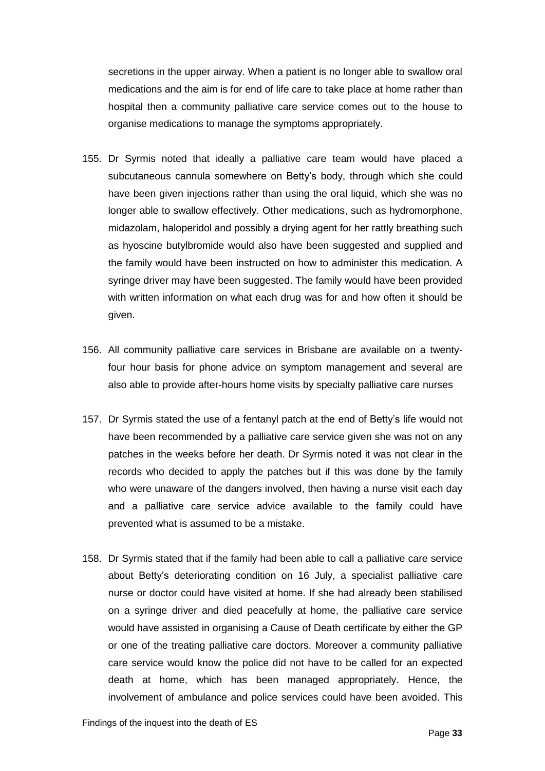secretions in the upper airway. When a patient is no longer able to swallow oral medications and the aim is for end of life care to take place at home rather than hospital then a community palliative care service comes out to the house to organise medications to manage the symptoms appropriately.

155. Dr Syrmis noted that ideally a palliative care team would have placed a subcutaneous cannula somewhere on Betty's body, through which she could have been given injections rather than using the oral liquid, which she was no longer able to swallow effectively. Other medications, such as hydromorphone, midazolam, haloperidol and possibly a drying agent for her rattly breathing such as hyoscine butylbromide would also have been suggested and supplied and the family would have been instructed on how to administer this medication. A syringe driver may have been suggested. The family would have been provided with written information on what each drug was for and how often it should be given.

156. All community palliative care services in Brisbane are available on a twenty-four hour basis for phone advice on symptom management and several are also able to provide after-hours home visits by specialty palliative care nurses

157. Dr Syrmis stated the use of a fentanyl patch at the end of Betty's life would not have been recommended by a palliative care service given she was not on any patches in the weeks before her death. Dr Syrmis noted it was not clear in the records who decided to apply the patches but if this was done by the family who were unaware of the dangers involved, then having a nurse visit each day and a palliative care service advice available to the family could have prevented what is assumed to be a mistake.

158. Dr Syrmis stated that if the family had been able to call a palliative care service about Betty's deteriorating condition on 16 July, a specialist palliative care nurse or doctor could have visited at home. If she had already been stabilised on a syringe driver and died peacefully at home, the palliative care service would have assisted in organising a Cause of Death certificate by either the GP or one of the treating palliative care doctors. Moreover a community palliative care service would know the police did not have to be called for an expected death at home, which has been managed appropriately. Hence, the involvement of ambulance and police services could have been avoided. This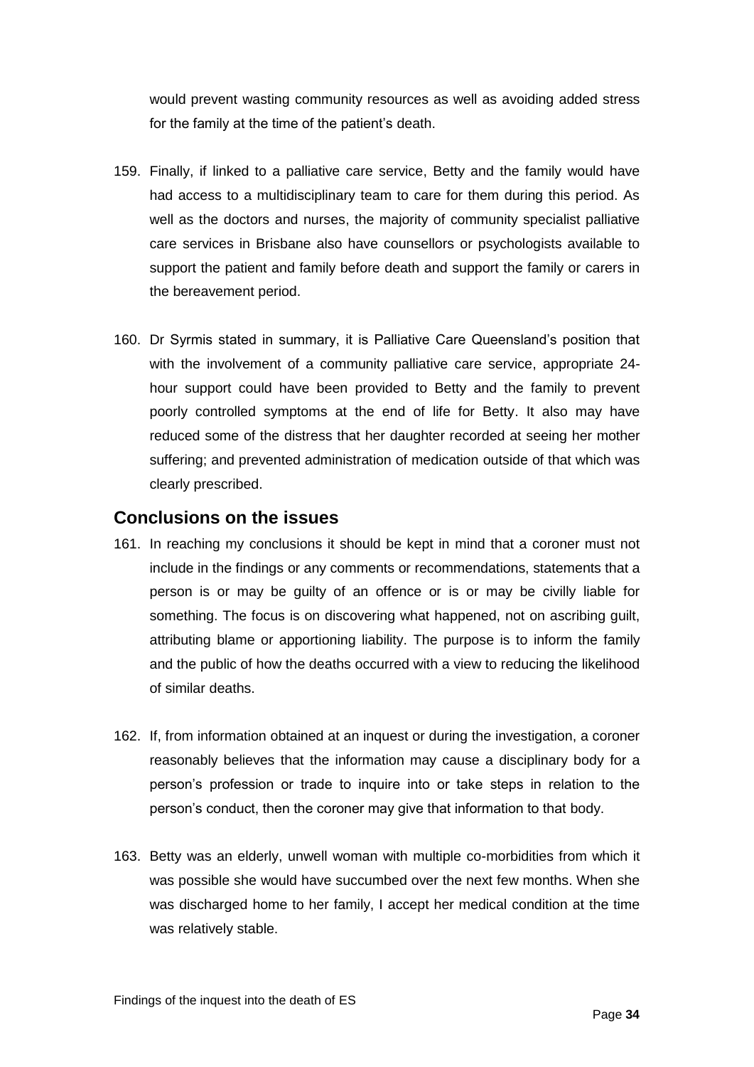would prevent wasting community resources as well as avoiding added stress for the family at the time of the patient's death.

159. Finally, if linked to a palliative care service, Betty and the family would have had access to a multidisciplinary team to care for them during this period. As well as the doctors and nurses, the majority of community specialist palliative care services in Brisbane also have counsellors or psychologists available to support the patient and family before death and support the family or carers in the bereavement period.

160. Dr Syrmis stated in summary, it is Palliative Care Queensland's position that with the involvement of a community palliative care service, appropriate 24-hour support could have been provided to Betty and the family to prevent poorly controlled symptoms at the end of life for Betty. It also may have reduced some of the distress that her daughter recorded at seeing her mother suffering; and prevented administration of medication outside of that which was clearly prescribed.

## Conclusions on the issues

161. In reaching my conclusions it should be kept in mind that a coroner must not include in the findings or any comments or recommendations, statements that a person is or may be guilty of an offence or is or may be civilly liable for something. The focus is on discovering what happened, not on ascribing guilt, attributing blame or apportioning liability. The purpose is to inform the family and the public of how the deaths occurred with a view to reducing the likelihood of similar deaths.

162. If, from information obtained at an inquest or during the investigation, a coroner reasonably believes that the information may cause a disciplinary body for a person's profession or trade to inquire into or take steps in relation to the person's conduct, then the coroner may give that information to that body.

163. Betty was an elderly, unwell woman with multiple co-morbidities from which it was possible she would have succumbed over the next few months. When she was discharged home to her family, I accept her medical condition at the time was relatively stable.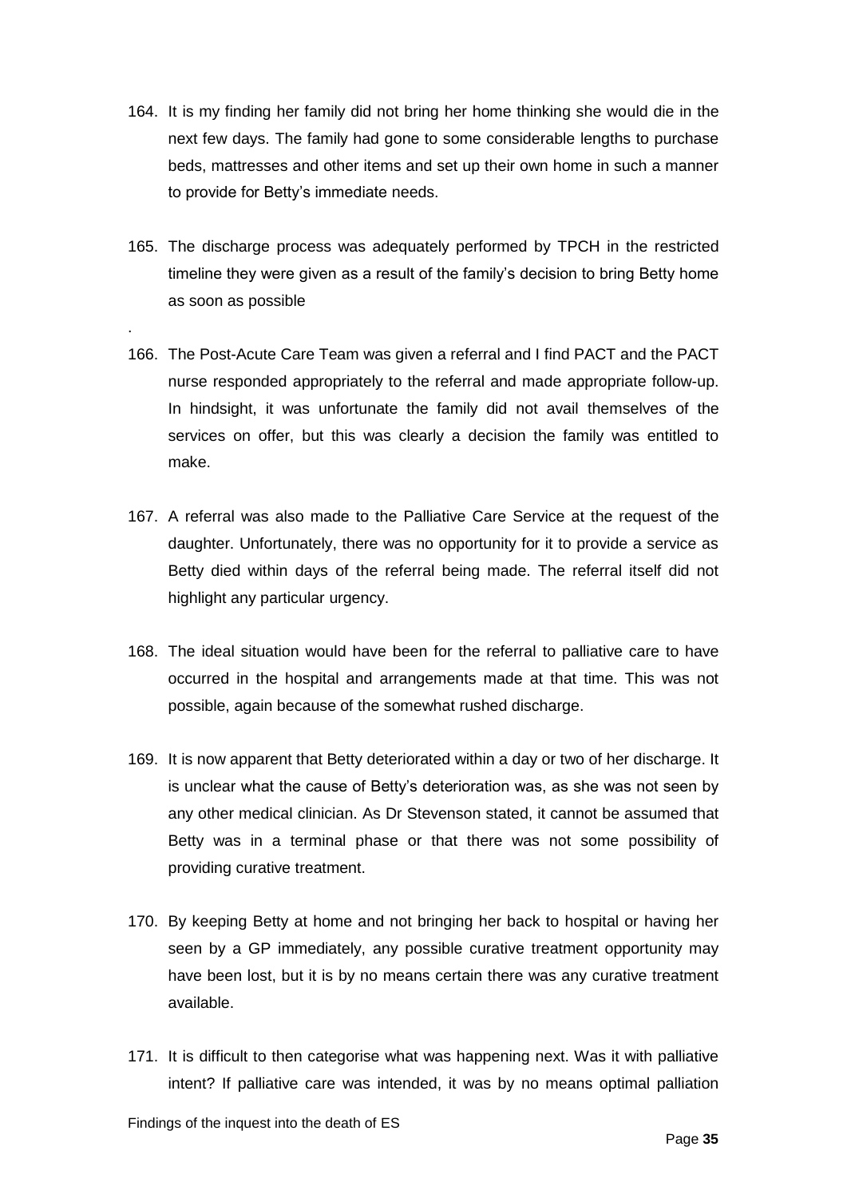164. It is my finding her family did not bring her home thinking she would die in the next few days. The family had gone to some considerable lengths to purchase beds, mattresses and other items and set up their own home in such a manner to provide for Betty's immediate needs.

165. The discharge process was adequately performed by TPCH in the restricted timeline they were given as a result of the family's decision to bring Betty home as soon as possible

.

166. The Post-Acute Care Team was given a referral and I find PACT and the PACT nurse responded appropriately to the referral and made appropriate follow-up. In hindsight, it was unfortunate the family did not avail themselves of the services on offer, but this was clearly a decision the family was entitled to make.

167. A referral was also made to the Palliative Care Service at the request of the daughter. Unfortunately, there was no opportunity for it to provide a service as Betty died within days of the referral being made. The referral itself did not highlight any particular urgency.

168. The ideal situation would have been for the referral to palliative care to have occurred in the hospital and arrangements made at that time. This was not possible, again because of the somewhat rushed discharge.

169. It is now apparent that Betty deteriorated within a day or two of her discharge. It is unclear what the cause of Betty's deterioration was, as she was not seen by any other medical clinician. As Dr Stevenson stated, it cannot be assumed that Betty was in a terminal phase or that there was not some possibility of providing curative treatment.

170. By keeping Betty at home and not bringing her back to hospital or having her seen by a GP immediately, any possible curative treatment opportunity may have been lost, but it is by no means certain there was any curative treatment available.

171. It is difficult to then categorise what was happening next. Was it with palliative intent? If palliative care was intended, it was by no means optimal palliation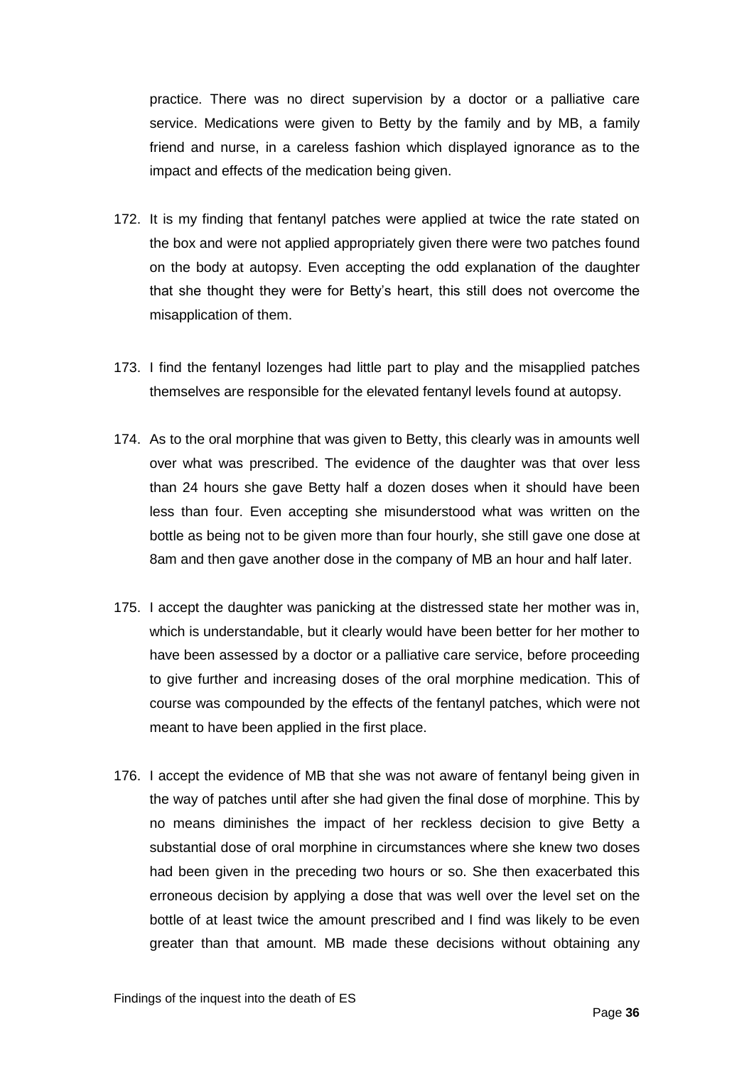practice. There was no direct supervision by a doctor or a palliative care service. Medications were given to Betty by the family and by MB, a family friend and nurse, in a careless fashion which displayed ignorance as to the impact and effects of the medication being given.

172. It is my finding that fentanyl patches were applied at twice the rate stated on the box and were not applied appropriately given there were two patches found on the body at autopsy. Even accepting the odd explanation of the daughter that she thought they were for Betty's heart, this still does not overcome the misapplication of them.

173. I find the fentanyl lozenges had little part to play and the misapplied patches themselves are responsible for the elevated fentanyl levels found at autopsy.

174. As to the oral morphine that was given to Betty, this clearly was in amounts well over what was prescribed. The evidence of the daughter was that over less than 24 hours she gave Betty half a dozen doses when it should have been less than four. Even accepting she misunderstood what was written on the bottle as being not to be given more than four hourly, she still gave one dose at 8am and then gave another dose in the company of MB an hour and half later.

175. I accept the daughter was panicking at the distressed state her mother was in, which is understandable, but it clearly would have been better for her mother to have been assessed by a doctor or a palliative care service, before proceeding to give further and increasing doses of the oral morphine medication. This of course was compounded by the effects of the fentanyl patches, which were not meant to have been applied in the first place.

176. I accept the evidence of MB that she was not aware of fentanyl being given in the way of patches until after she had given the final dose of morphine. This by no means diminishes the impact of her reckless decision to give Betty a substantial dose of oral morphine in circumstances where she knew two doses had been given in the preceding two hours or so. She then exacerbated this erroneous decision by applying a dose that was well over the level set on the bottle of at least twice the amount prescribed and I find was likely to be even greater than that amount. MB made these decisions without obtaining any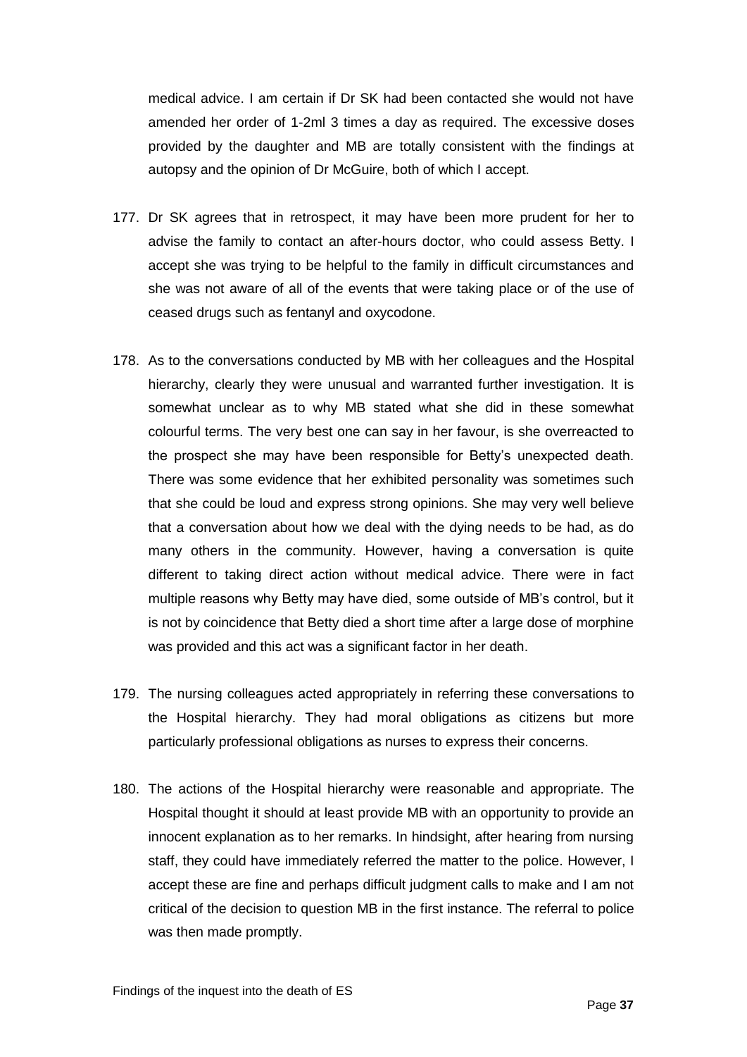medical advice. I am certain if Dr SK had been contacted she would not have amended her order of 1-2ml 3 times a day as required. The excessive doses provided by the daughter and MB are totally consistent with the findings at autopsy and the opinion of Dr McGuire, both of which I accept.

177. Dr SK agrees that in retrospect, it may have been more prudent for her to advise the family to contact an after-hours doctor, who could assess Betty. I accept she was trying to be helpful to the family in difficult circumstances and she was not aware of all of the events that were taking place or of the use of ceased drugs such as fentanyl and oxycodone.

178. As to the conversations conducted by MB with her colleagues and the Hospital hierarchy, clearly they were unusual and warranted further investigation. It is somewhat unclear as to why MB stated what she did in these somewhat colourful terms. The very best one can say in her favour, is she overreacted to the prospect she may have been responsible for Betty's unexpected death. There was some evidence that her exhibited personality was sometimes such that she could be loud and express strong opinions. She may very well believe that a conversation about how we deal with the dying needs to be had, as do many others in the community. However, having a conversation is quite different to taking direct action without medical advice. There were in fact multiple reasons why Betty may have died, some outside of MB's control, but it is not by coincidence that Betty died a short time after a large dose of morphine was provided and this act was a significant factor in her death.

179. The nursing colleagues acted appropriately in referring these conversations to the Hospital hierarchy. They had moral obligations as citizens but more particularly professional obligations as nurses to express their concerns.

180. The actions of the Hospital hierarchy were reasonable and appropriate. The Hospital thought it should at least provide MB with an opportunity to provide an innocent explanation as to her remarks. In hindsight, after hearing from nursing staff, they could have immediately referred the matter to the police. However, I accept these are fine and perhaps difficult judgment calls to make and I am not critical of the decision to question MB in the first instance. The referral to police was then made promptly.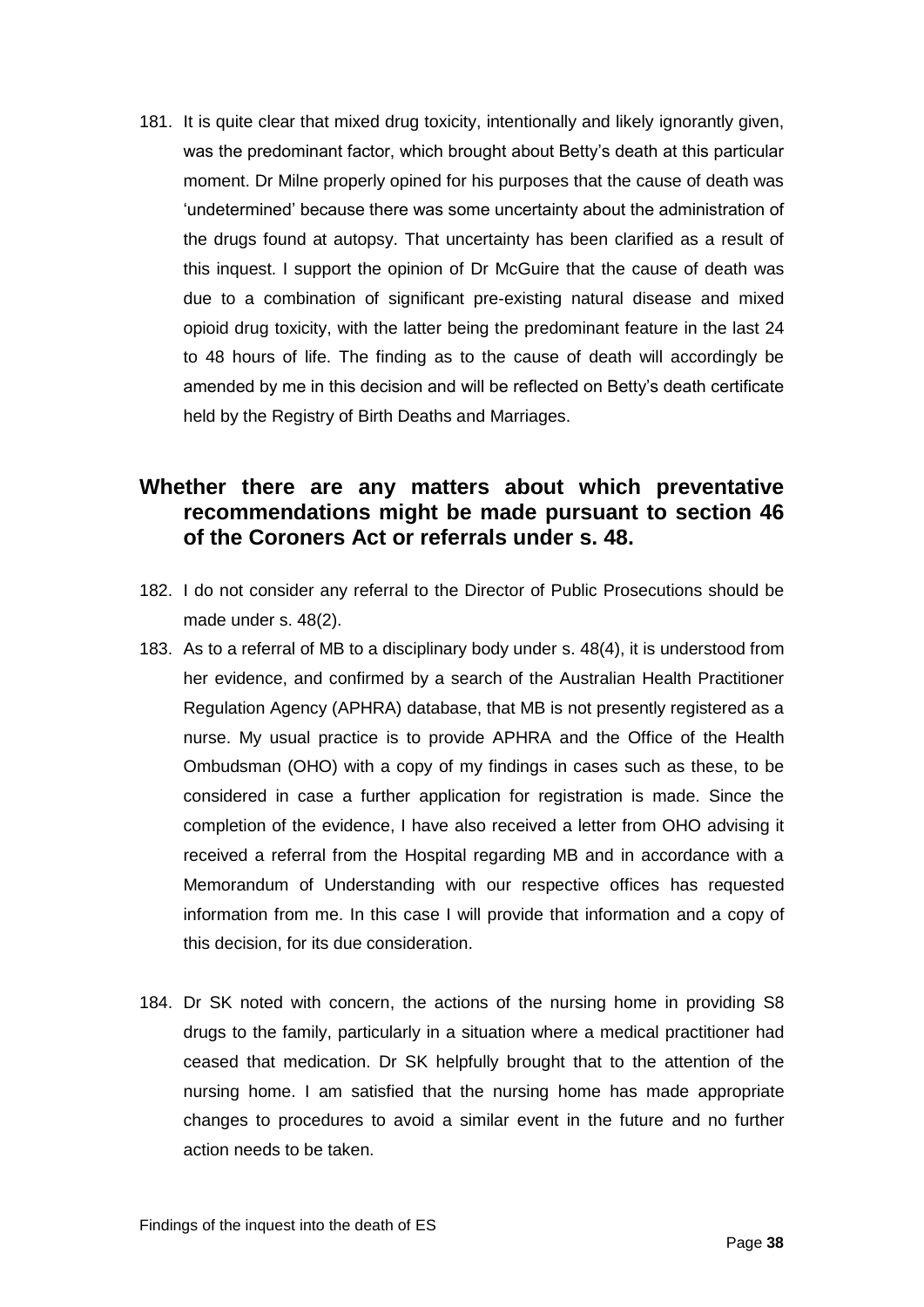181. It is quite clear that mixed drug toxicity, intentionally and likely ignorantly given, was the predominant factor, which brought about Betty's death at this particular moment. Dr Milne properly opined for his purposes that the cause of death was 'undetermined' because there was some uncertainty about the administration of the drugs found at autopsy. That uncertainty has been clarified as a result of this inquest. I support the opinion of Dr McGuire that the cause of death was due to a combination of significant pre-existing natural disease and mixed opioid drug toxicity, with the latter being the predominant feature in the last 24 to 48 hours of life. The finding as to the cause of death will accordingly be amended by me in this decision and will be reflected on Betty's death certificate held by the Registry of Birth Deaths and Marriages.

## Whether there are any matters about which preventative recommendations might be made pursuant to section 46 of the Coroners Act or referrals under s. 48.

182. I do not consider any referral to the Director of Public Prosecutions should be made under s. 48(2).

183. As to a referral of MB to a disciplinary body under s. 48(4), it is understood from her evidence, and confirmed by a search of the Australian Health Practitioner Regulation Agency (APHRA) database, that MB is not presently registered as a nurse. My usual practice is to provide APHRA and the Office of the Health Ombudsman (OHO) with a copy of my findings in cases such as these, to be considered in case a further application for registration is made. Since the completion of the evidence, I have also received a letter from OHO advising it received a referral from the Hospital regarding MB and in accordance with a Memorandum of Understanding with our respective offices has requested information from me. In this case I will provide that information and a copy of this decision, for its due consideration.

184. Dr SK noted with concern, the actions of the nursing home in providing S8 drugs to the family, particularly in a situation where a medical practitioner had ceased that medication. Dr SK helpfully brought that to the attention of the nursing home. I am satisfied that the nursing home has made appropriate changes to procedures to avoid a similar event in the future and no further action needs to be taken.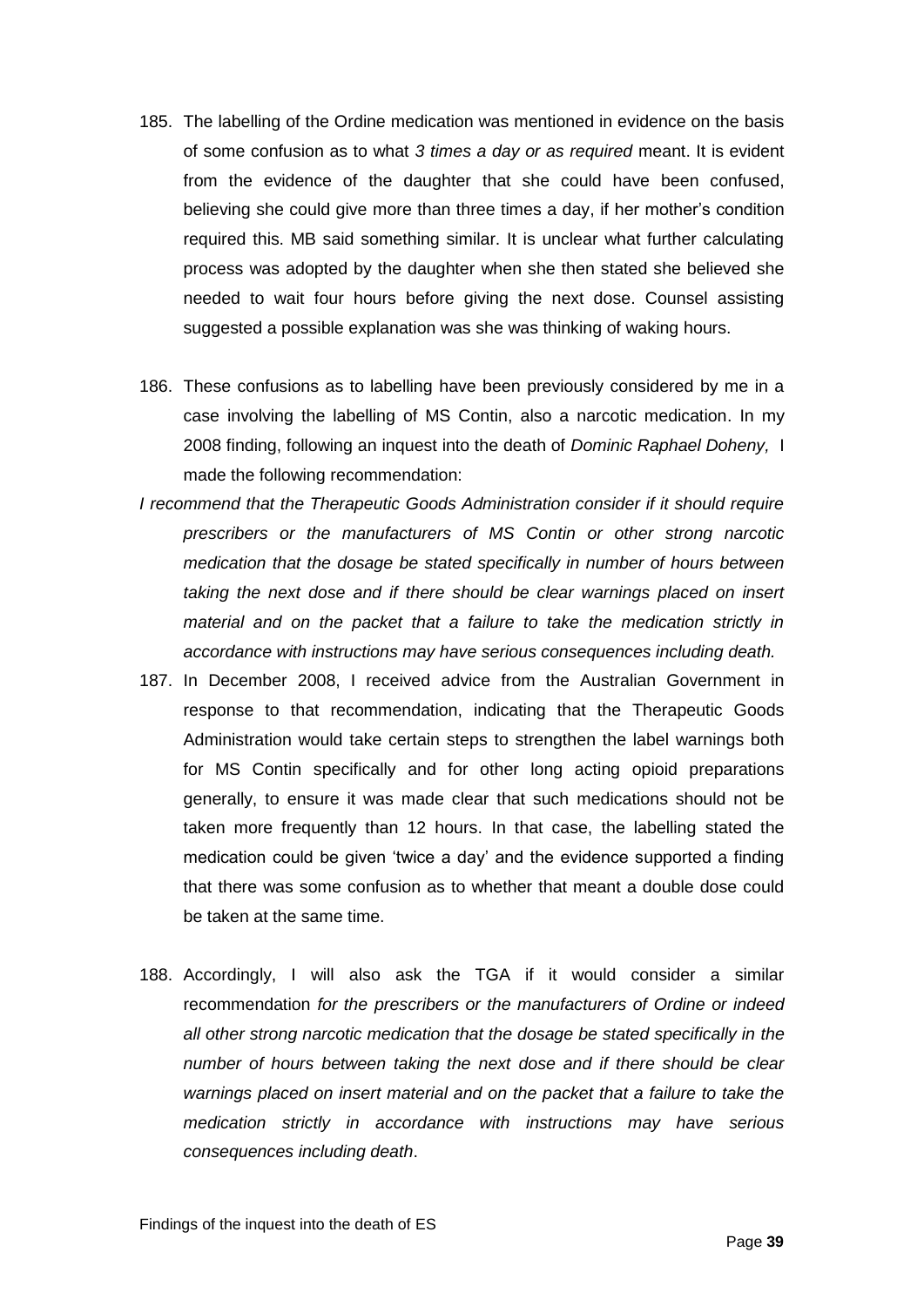185. The labelling of the Ordine medication was mentioned in evidence on the basis of some confusion as to what *3 times a day or as required* meant. It is evident from the evidence of the daughter that she could have been confused, believing she could give more than three times a day, if her mother's condition required this. MB said something similar. It is unclear what further calculating process was adopted by the daughter when she then stated she believed she needed to wait four hours before giving the next dose. Counsel assisting suggested a possible explanation was she was thinking of waking hours.

186. These confusions as to labelling have been previously considered by me in a case involving the labelling of MS Contin, also a narcotic medication. In my 2008 finding, following an inquest into the death of *Dominic Raphael Doheny,* I made the following recommendation:

*I recommend that the Therapeutic Goods Administration consider if it should require prescribers or the manufacturers of MS Contin or other strong narcotic medication that the dosage be stated specifically in number of hours between taking the next dose and if there should be clear warnings placed on insert material and on the packet that a failure to take the medication strictly in accordance with instructions may have serious consequences including death.*

187. In December 2008, I received advice from the Australian Government in response to that recommendation, indicating that the Therapeutic Goods Administration would take certain steps to strengthen the label warnings both for MS Contin specifically and for other long acting opioid preparations generally, to ensure it was made clear that such medications should not be taken more frequently than 12 hours. In that case, the labelling stated the medication could be given 'twice a day' and the evidence supported a finding that there was some confusion as to whether that meant a double dose could be taken at the same time.

188. Accordingly, I will also ask the TGA if it would consider a similar recommendation *for the prescribers or the manufacturers of Ordine or indeed all other strong narcotic medication that the dosage be stated specifically in the number of hours between taking the next dose and if there should be clear warnings placed on insert material and on the packet that a failure to take the medication strictly in accordance with instructions may have serious consequences including death*.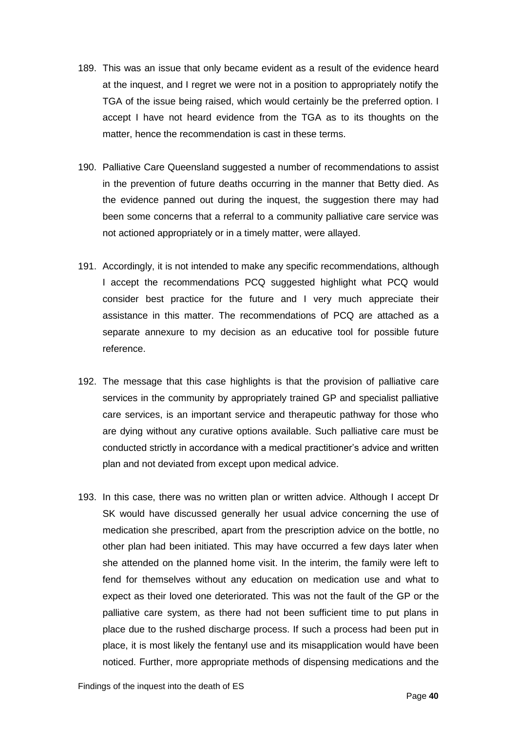189. This was an issue that only became evident as a result of the evidence heard at the inquest, and I regret we were not in a position to appropriately notify the TGA of the issue being raised, which would certainly be the preferred option. I accept I have not heard evidence from the TGA as to its thoughts on the matter, hence the recommendation is cast in these terms.

190. Palliative Care Queensland suggested a number of recommendations to assist in the prevention of future deaths occurring in the manner that Betty died. As the evidence panned out during the inquest, the suggestion there may had been some concerns that a referral to a community palliative care service was not actioned appropriately or in a timely matter, were allayed.

191. Accordingly, it is not intended to make any specific recommendations, although I accept the recommendations PCQ suggested highlight what PCQ would consider best practice for the future and I very much appreciate their assistance in this matter. The recommendations of PCQ are attached as a separate annexure to my decision as an educative tool for possible future reference.

192. The message that this case highlights is that the provision of palliative care services in the community by appropriately trained GP and specialist palliative care services, is an important service and therapeutic pathway for those who are dying without any curative options available. Such palliative care must be conducted strictly in accordance with a medical practitioner's advice and written plan and not deviated from except upon medical advice.

193. In this case, there was no written plan or written advice. Although I accept Dr SK would have discussed generally her usual advice concerning the use of medication she prescribed, apart from the prescription advice on the bottle, no other plan had been initiated. This may have occurred a few days later when she attended on the planned home visit. In the interim, the family were left to fend for themselves without any education on medication use and what to expect as their loved one deteriorated. This was not the fault of the GP or the palliative care system, as there had not been sufficient time to put plans in place due to the rushed discharge process. If such a process had been put in place, it is most likely the fentanyl use and its misapplication would have been noticed. Further, more appropriate methods of dispensing medications and the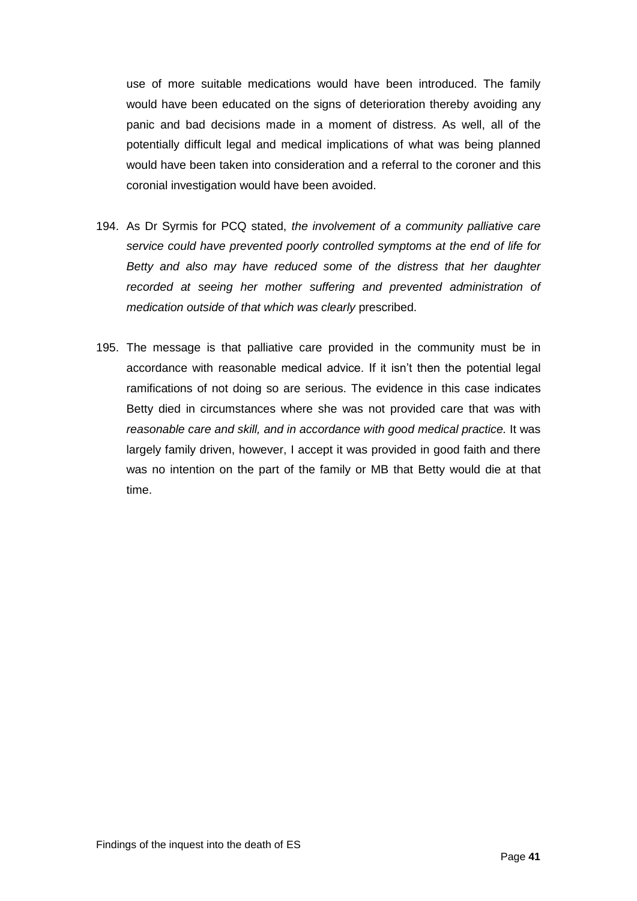use of more suitable medications would have been introduced. The family would have been educated on the signs of deterioration thereby avoiding any panic and bad decisions made in a moment of distress. As well, all of the potentially difficult legal and medical implications of what was being planned would have been taken into consideration and a referral to the coroner and this coronial investigation would have been avoided.

194. As Dr Syrmis for PCQ stated, *the involvement of a community palliative care service could have prevented poorly controlled symptoms at the end of life for Betty and also may have reduced some of the distress that her daughter recorded at seeing her mother suffering and prevented administration of medication outside of that which was clearly* prescribed.

195. The message is that palliative care provided in the community must be in accordance with reasonable medical advice. If it isn't then the potential legal ramifications of not doing so are serious. The evidence in this case indicates Betty died in circumstances where she was not provided care that was with *reasonable care and skill, and in accordance with good medical practice.* It was largely family driven, however, I accept it was provided in good faith and there was no intention on the part of the family or MB that Betty would die at that time.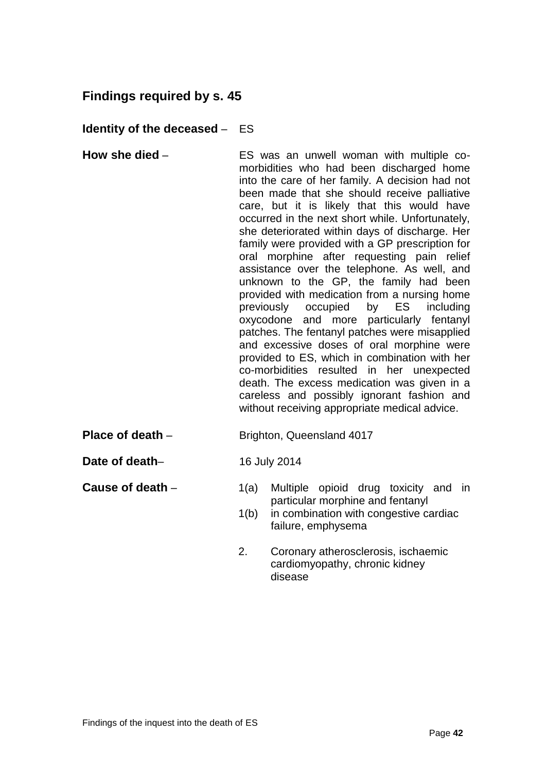## Findings required by s. 45

**Identity of the deceased** – ES

**How she died** – ES was an unwell woman with multiple co-morbidities who had been discharged home into the care of her family. A decision had not been made that she should receive palliative care, but it is likely that this would have occurred in the next short while. Unfortunately, she deteriorated within days of discharge. Her family were provided with a GP prescription for oral morphine after requesting pain relief assistance over the telephone. As well, and unknown to the GP, the family had been provided with medication from a nursing home previously occupied by ES including oxycodone and more particularly fentanyl patches. The fentanyl patches were misapplied and excessive doses of oral morphine were provided to ES, which in combination with her co-morbidities resulted in her unexpected death. The excess medication was given in a careless and possibly ignorant fashion and without receiving appropriate medical advice.

**Place of death** – Brighton, Queensland 4017

**Date of death**– 16 July 2014

**Cause of death** –

1(a) Multiple opioid drug toxicity and in particular morphine and fentanyl

1(b) in combination with congestive cardiac failure, emphysema

2. Coronary atherosclerosis, ischaemic cardiomyopathy, chronic kidney disease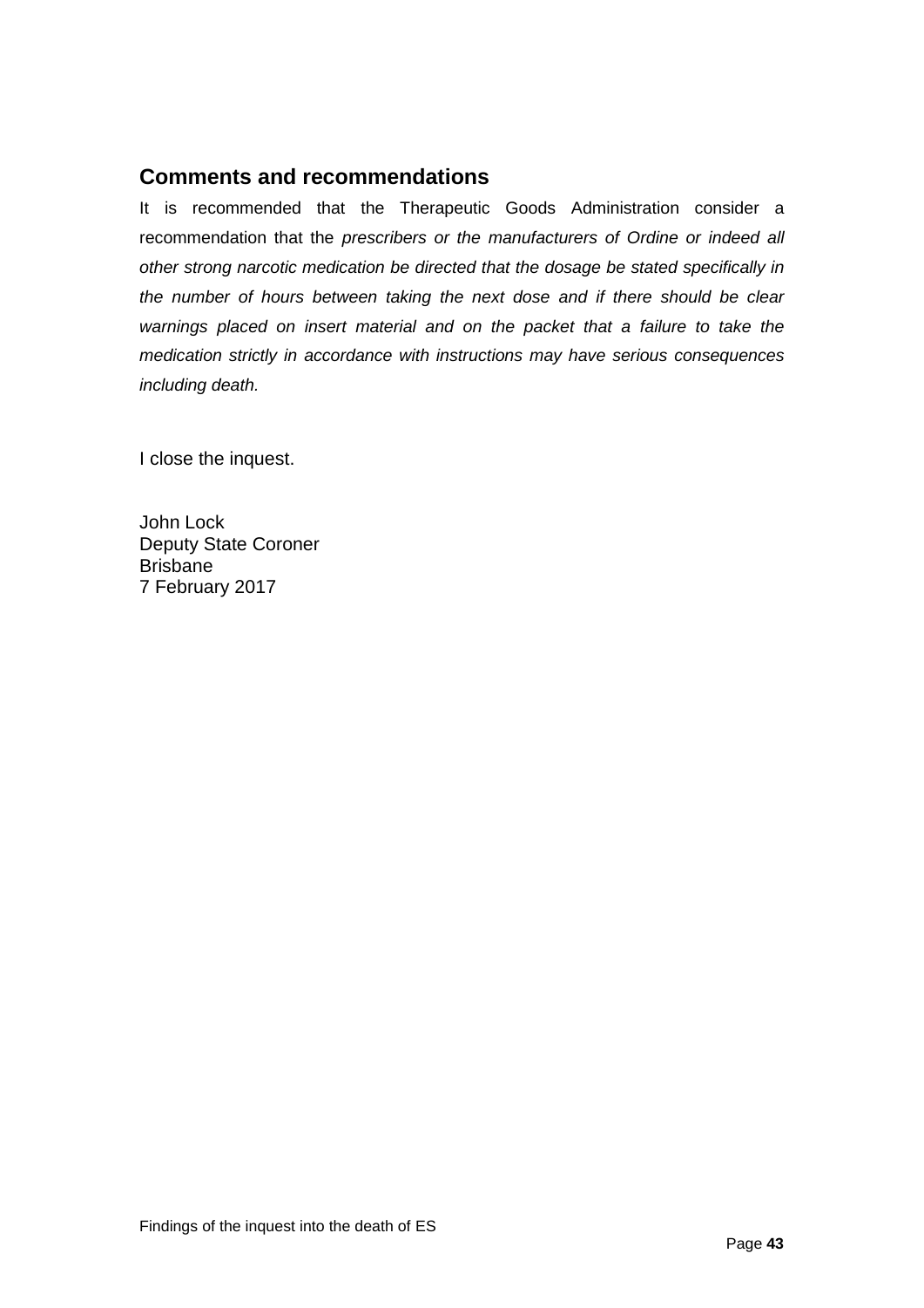## Comments and recommendations

It is recommended that the Therapeutic Goods Administration consider a recommendation that the *prescribers or the manufacturers of Ordine or indeed all other strong narcotic medication be directed that the dosage be stated specifically in the number of hours between taking the next dose and if there should be clear warnings placed on insert material and on the packet that a failure to take the medication strictly in accordance with instructions may have serious consequences including death.*

I close the inquest.

John Lock
Deputy State Coroner
Brisbane
7 February 2017